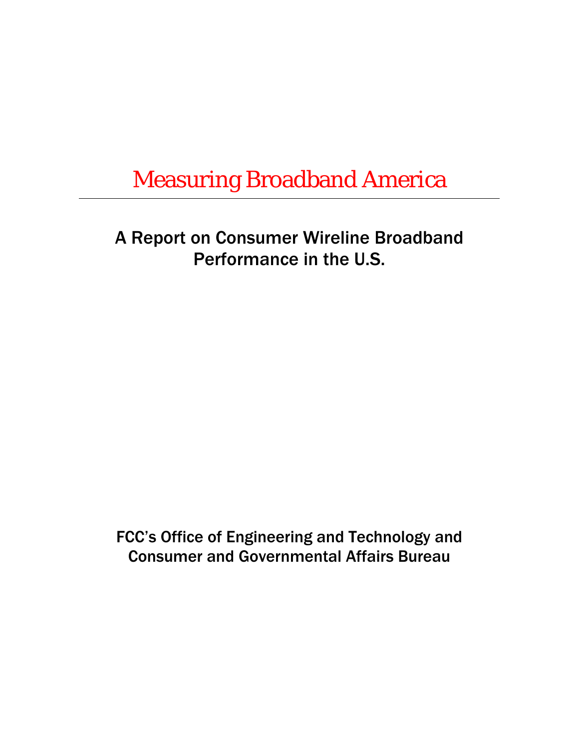# Measuring Broadband America

## A Report on Consumer Wireline Broadband Performance in the U.S.

FCC's Office of Engineering and Technology and Consumer and Governmental Affairs Bureau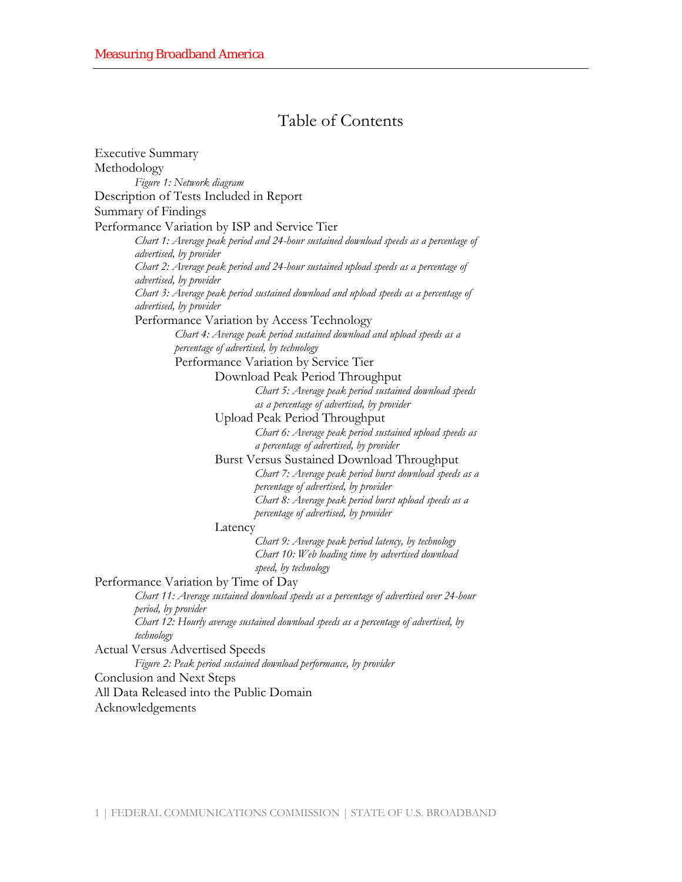# Table of Contents

Executive Summary

Methodology

- *Figure 1: Network diagram*

Description of Tests Included in Report

Summary of Findings

Performance Variation by ISP and Service Tier

- *Chart 1: Average peak period and 24-hour sustained download speeds as a percentage of advertised, by provider*
- *Chart 2: Average peak period and 24-hour sustained upload speeds as a percentage of advertised, by provider*
- *Chart 3: Average peak period sustained download and upload speeds as a percentage of advertised, by provider*
- Performance Variation by Access Technology
  - *Chart 4: Average peak period sustained download and upload speeds as a percentage of advertised, by technology*
  - Performance Variation by Service Tier
    - Download Peak Period Throughput
      - *Chart 5: Average peak period sustained download speeds as a percentage of advertised, by provider*
    - Upload Peak Period Throughput
      - *Chart 6: Average peak period sustained upload speeds as a percentage of advertised, by provider*
    - Burst Versus Sustained Download Throughput
      - *Chart 7: Average peak period burst download speeds as a percentage of advertised, by provider*
      - *Chart 8: Average peak period burst upload speeds as a percentage of advertised, by provider*
    - Latency
      - *Chart 9: Average peak period latency, by technology*
      - *Chart 10: Web loading time by advertised download speed, by technology*

Performance Variation by Time of Day

- *Chart 11: Average sustained download speeds as a percentage of advertised over 24-hour period, by provider*
- *Chart 12: Hourly average sustained download speeds as a percentage of advertised, by technology*

Actual Versus Advertised Speeds

- *Figure 2: Peak period sustained download performance, by provider*

Conclusion and Next Steps

All Data Released into the Public Domain

Acknowledgements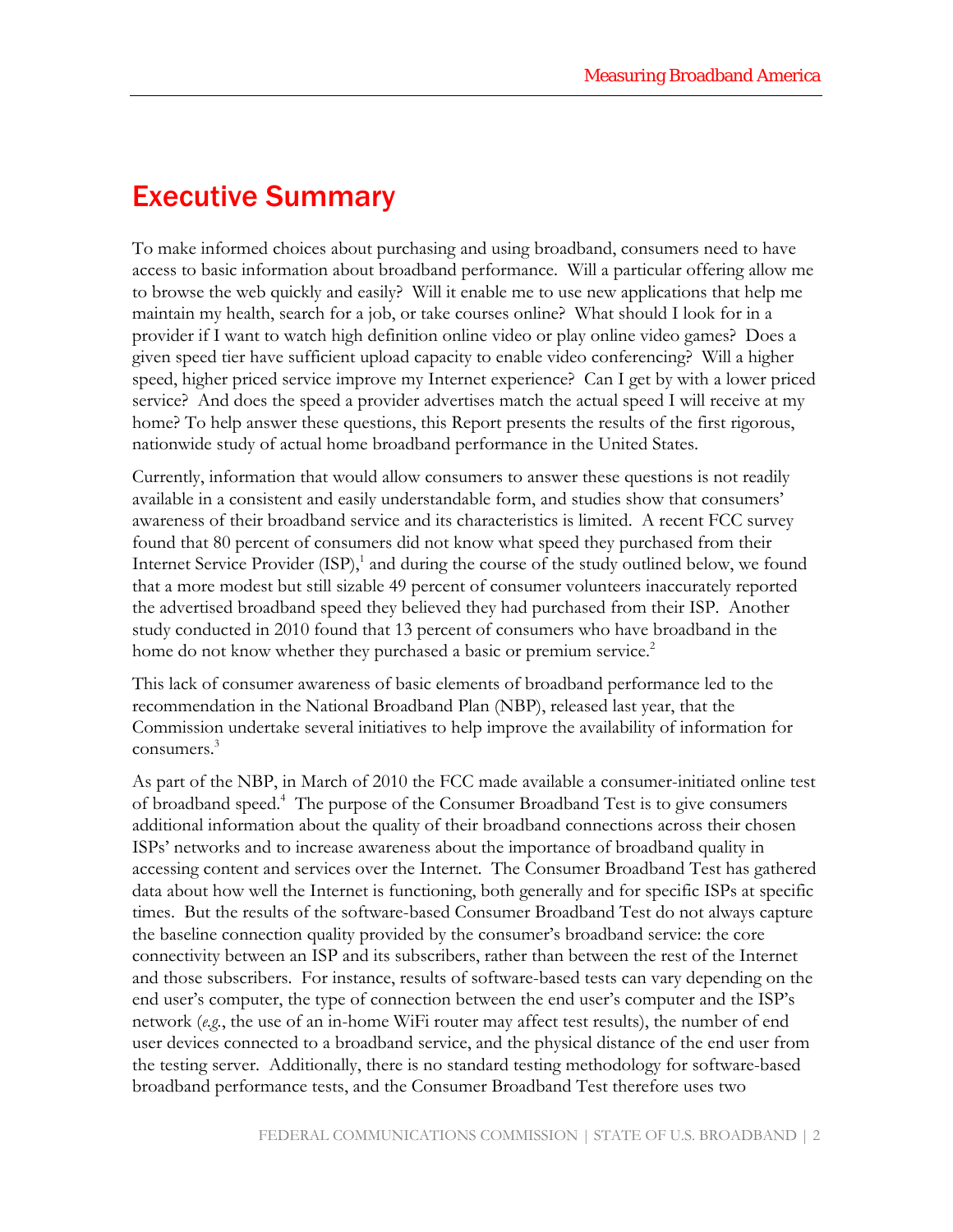# Executive Summary

To make informed choices about purchasing and using broadband, consumers need to have access to basic information about broadband performance. Will a particular offering allow me to browse the web quickly and easily? Will it enable me to use new applications that help me maintain my health, search for a job, or take courses online? What should I look for in a provider if I want to watch high definition online video or play online video games? Does a given speed tier have sufficient upload capacity to enable video conferencing? Will a higher speed, higher priced service improve my Internet experience? Can I get by with a lower priced service? And does the speed a provider advertises match the actual speed I will receive at my home? To help answer these questions, this Report presents the results of the first rigorous, nationwide study of actual home broadband performance in the United States.

Currently, information that would allow consumers to answer these questions is not readily available in a consistent and easily understandable form, and studies show that consumers' awareness of their broadband service and its characteristics is limited. A recent FCC survey found that 80 percent of consumers did not know what speed they purchased from their Internet Service Provider (ISP),[1] and during the course of the study outlined below, we found that a more modest but still sizable 49 percent of consumer volunteers inaccurately reported the advertised broadband speed they believed they had purchased from their ISP. Another study conducted in 2010 found that 13 percent of consumers who have broadband in the home do not know whether they purchased a basic or premium service.[2]

This lack of consumer awareness of basic elements of broadband performance led to the recommendation in the National Broadband Plan (NBP), released last year, that the Commission undertake several initiatives to help improve the availability of information for consumers.[3]

As part of the NBP, in March of 2010 the FCC made available a consumer-initiated online test of broadband speed.[4] The purpose of the Consumer Broadband Test is to give consumers additional information about the quality of their broadband connections across their chosen ISPs' networks and to increase awareness about the importance of broadband quality in accessing content and services over the Internet. The Consumer Broadband Test has gathered data about how well the Internet is functioning, both generally and for specific ISPs at specific times. But the results of the software-based Consumer Broadband Test do not always capture the baseline connection quality provided by the consumer's broadband service: the core connectivity between an ISP and its subscribers, rather than between the rest of the Internet and those subscribers. For instance, results of software-based tests can vary depending on the end user's computer, the type of connection between the end user's computer and the ISP's network (*e.g.*, the use of an in-home WiFi router may affect test results), the number of end user devices connected to a broadband service, and the physical distance of the end user from the testing server. Additionally, there is no standard testing methodology for software-based broadband performance tests, and the Consumer Broadband Test therefore uses two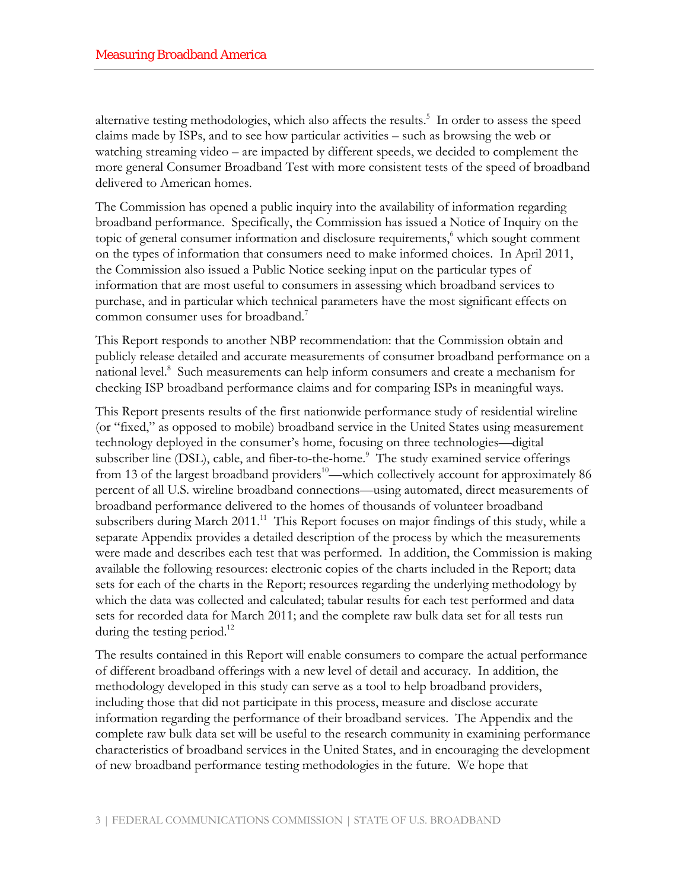alternative testing methodologies, which also affects the results.[5] In order to assess the speed claims made by ISPs, and to see how particular activities – such as browsing the web or watching streaming video – are impacted by different speeds, we decided to complement the more general Consumer Broadband Test with more consistent tests of the speed of broadband delivered to American homes.

The Commission has opened a public inquiry into the availability of information regarding broadband performance. Specifically, the Commission has issued a Notice of Inquiry on the topic of general consumer information and disclosure requirements,[6] which sought comment on the types of information that consumers need to make informed choices. In April 2011, the Commission also issued a Public Notice seeking input on the particular types of information that are most useful to consumers in assessing which broadband services to purchase, and in particular which technical parameters have the most significant effects on common consumer uses for broadband.[7]

This Report responds to another NBP recommendation: that the Commission obtain and publicly release detailed and accurate measurements of consumer broadband performance on a national level.[8] Such measurements can help inform consumers and create a mechanism for checking ISP broadband performance claims and for comparing ISPs in meaningful ways.

This Report presents results of the first nationwide performance study of residential wireline (or "fixed," as opposed to mobile) broadband service in the United States using measurement technology deployed in the consumer's home, focusing on three technologies—digital subscriber line (DSL), cable, and fiber-to-the-home.[9] The study examined service offerings from 13 of the largest broadband providers[10]—which collectively account for approximately 86 percent of all U.S. wireline broadband connections—using automated, direct measurements of broadband performance delivered to the homes of thousands of volunteer broadband subscribers during March 2011.[11] This Report focuses on major findings of this study, while a separate Appendix provides a detailed description of the process by which the measurements were made and describes each test that was performed. In addition, the Commission is making available the following resources: electronic copies of the charts included in the Report; data sets for each of the charts in the Report; resources regarding the underlying methodology by which the data was collected and calculated; tabular results for each test performed and data sets for recorded data for March 2011; and the complete raw bulk data set for all tests run during the testing period.[12]

The results contained in this Report will enable consumers to compare the actual performance of different broadband offerings with a new level of detail and accuracy. In addition, the methodology developed in this study can serve as a tool to help broadband providers, including those that did not participate in this process, measure and disclose accurate information regarding the performance of their broadband services. The Appendix and the complete raw bulk data set will be useful to the research community in examining performance characteristics of broadband services in the United States, and in encouraging the development of new broadband performance testing methodologies in the future. We hope that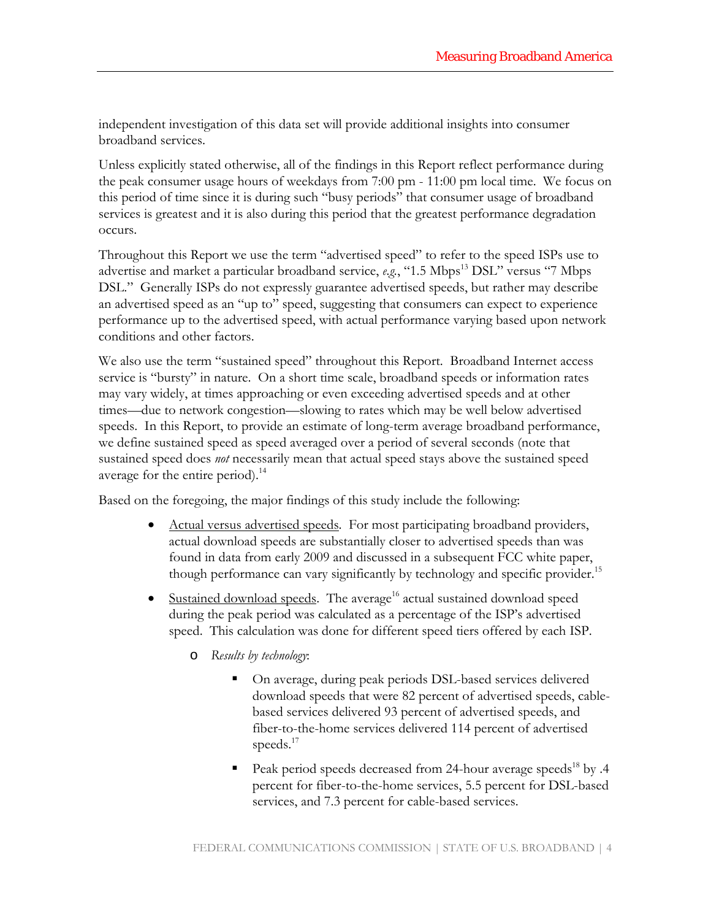independent investigation of this data set will provide additional insights into consumer broadband services.

Unless explicitly stated otherwise, all of the findings in this Report reflect performance during the peak consumer usage hours of weekdays from 7:00 pm - 11:00 pm local time. We focus on this period of time since it is during such "busy periods" that consumer usage of broadband services is greatest and it is also during this period that the greatest performance degradation occurs.

Throughout this Report we use the term "advertised speed" to refer to the speed ISPs use to advertise and market a particular broadband service, *e.g.*, "1.5 Mbps[13] DSL" versus "7 Mbps DSL." Generally ISPs do not expressly guarantee advertised speeds, but rather may describe an advertised speed as an "up to" speed, suggesting that consumers can expect to experience performance up to the advertised speed, with actual performance varying based upon network conditions and other factors.

We also use the term "sustained speed" throughout this Report. Broadband Internet access service is "bursty" in nature. On a short time scale, broadband speeds or information rates may vary widely, at times approaching or even exceeding advertised speeds and at other times—due to network congestion—slowing to rates which may be well below advertised speeds. In this Report, to provide an estimate of long-term average broadband performance, we define sustained speed as speed averaged over a period of several seconds (note that sustained speed does *not* necessarily mean that actual speed stays above the sustained speed average for the entire period).[14]

Based on the foregoing, the major findings of this study include the following:

- Actual versus advertised speeds. For most participating broadband providers, actual download speeds are substantially closer to advertised speeds than was found in data from early 2009 and discussed in a subsequent FCC white paper, though performance can vary significantly by technology and specific provider.[15]
- Sustained download speeds. The average[16] actual sustained download speed during the peak period was calculated as a percentage of the ISP's advertised speed. This calculation was done for different speed tiers offered by each ISP.
    - *Results by technology*:
        - On average, during peak periods DSL-based services delivered download speeds that were 82 percent of advertised speeds, cable-based services delivered 93 percent of advertised speeds, and fiber-to-the-home services delivered 114 percent of advertised speeds.[17]
        - Peak period speeds decreased from 24-hour average speeds[18] by .4 percent for fiber-to-the-home services, 5.5 percent for DSL-based services, and 7.3 percent for cable-based services.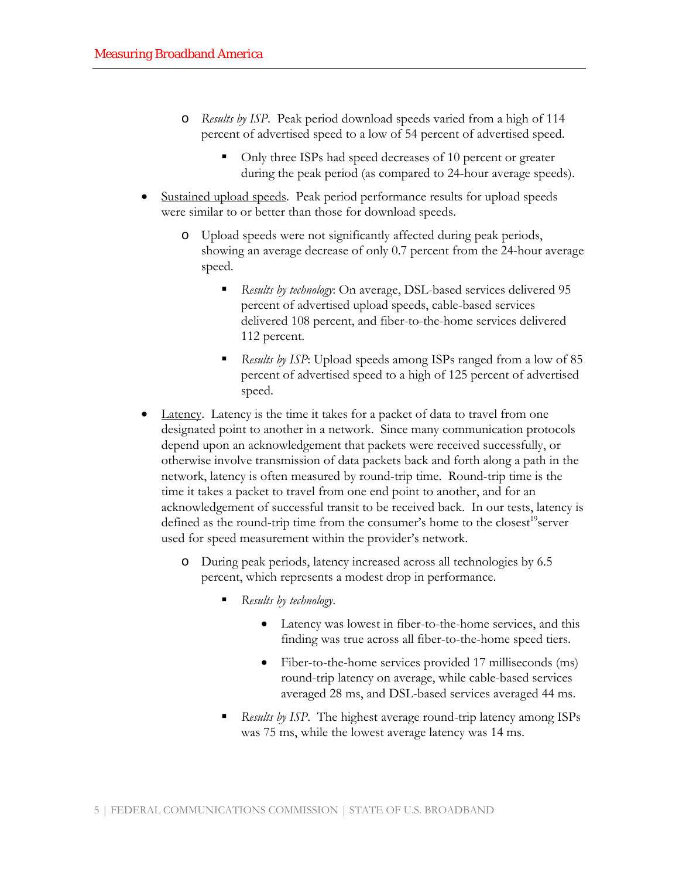- *Results by ISP*. Peak period download speeds varied from a high of 114 percent of advertised speed to a low of 54 percent of advertised speed.
    - Only three ISPs had speed decreases of 10 percent or greater during the peak period (as compared to 24-hour average speeds).

- Sustained upload speeds. Peak period performance results for upload speeds were similar to or better than those for download speeds.
    - Upload speeds were not significantly affected during peak periods, showing an average decrease of only 0.7 percent from the 24-hour average speed.
        - *Results by technology*: On average, DSL-based services delivered 95 percent of advertised upload speeds, cable-based services delivered 108 percent, and fiber-to-the-home services delivered 112 percent.
        - *Results by ISP*: Upload speeds among ISPs ranged from a low of 85 percent of advertised speed to a high of 125 percent of advertised speed.

- Latency. Latency is the time it takes for a packet of data to travel from one designated point to another in a network. Since many communication protocols depend upon an acknowledgement that packets were received successfully, or otherwise involve transmission of data packets back and forth along a path in the network, latency is often measured by round-trip time. Round-trip time is the time it takes a packet to travel from one end point to another, and for an acknowledgement of successful transit to be received back. In our tests, latency is defined as the round-trip time from the consumer's home to the closest[19] server used for speed measurement within the provider's network.
    - During peak periods, latency increased across all technologies by 6.5 percent, which represents a modest drop in performance.
        - *Results by technology*.
            - Latency was lowest in fiber-to-the-home services, and this finding was true across all fiber-to-the-home speed tiers.
            - Fiber-to-the-home services provided 17 milliseconds (ms) round-trip latency on average, while cable-based services averaged 28 ms, and DSL-based services averaged 44 ms.
        - *Results by ISP*. The highest average round-trip latency among ISPs was 75 ms, while the lowest average latency was 14 ms.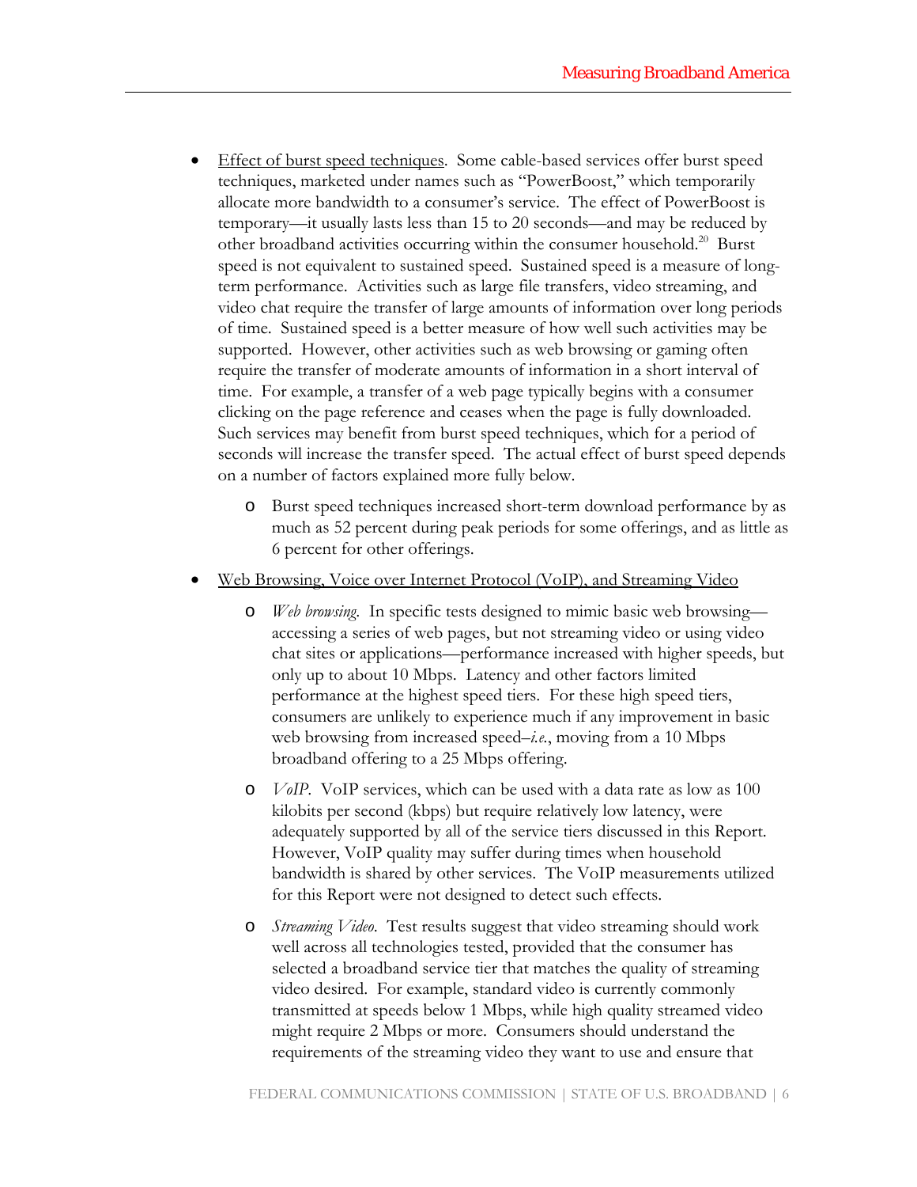- Effect of burst speed techniques. Some cable-based services offer burst speed techniques, marketed under names such as "PowerBoost," which temporarily allocate more bandwidth to a consumer's service. The effect of PowerBoost is temporary—it usually lasts less than 15 to 20 seconds—and may be reduced by other broadband activities occurring within the consumer household.[20] Burst speed is not equivalent to sustained speed. Sustained speed is a measure of long-term performance. Activities such as large file transfers, video streaming, and video chat require the transfer of large amounts of information over long periods of time. Sustained speed is a better measure of how well such activities may be supported. However, other activities such as web browsing or gaming often require the transfer of moderate amounts of information in a short interval of time. For example, a transfer of a web page typically begins with a consumer clicking on the page reference and ceases when the page is fully downloaded. Such services may benefit from burst speed techniques, which for a period of seconds will increase the transfer speed. The actual effect of burst speed depends on a number of factors explained more fully below.
  - Burst speed techniques increased short-term download performance by as much as 52 percent during peak periods for some offerings, and as little as 6 percent for other offerings.
- Web Browsing, Voice over Internet Protocol (VoIP), and Streaming Video
  - *Web browsing*. In specific tests designed to mimic basic web browsing—accessing a series of web pages, but not streaming video or using video chat sites or applications—performance increased with higher speeds, but only up to about 10 Mbps. Latency and other factors limited performance at the highest speed tiers. For these high speed tiers, consumers are unlikely to experience much if any improvement in basic web browsing from increased speed–*i.e.*, moving from a 10 Mbps broadband offering to a 25 Mbps offering.
  - *VoIP*. VoIP services, which can be used with a data rate as low as 100 kilobits per second (kbps) but require relatively low latency, were adequately supported by all of the service tiers discussed in this Report. However, VoIP quality may suffer during times when household bandwidth is shared by other services. The VoIP measurements utilized for this Report were not designed to detect such effects.
  - *Streaming Video*. Test results suggest that video streaming should work well across all technologies tested, provided that the consumer has selected a broadband service tier that matches the quality of streaming video desired. For example, standard video is currently commonly transmitted at speeds below 1 Mbps, while high quality streamed video might require 2 Mbps or more. Consumers should understand the requirements of the streaming video they want to use and ensure that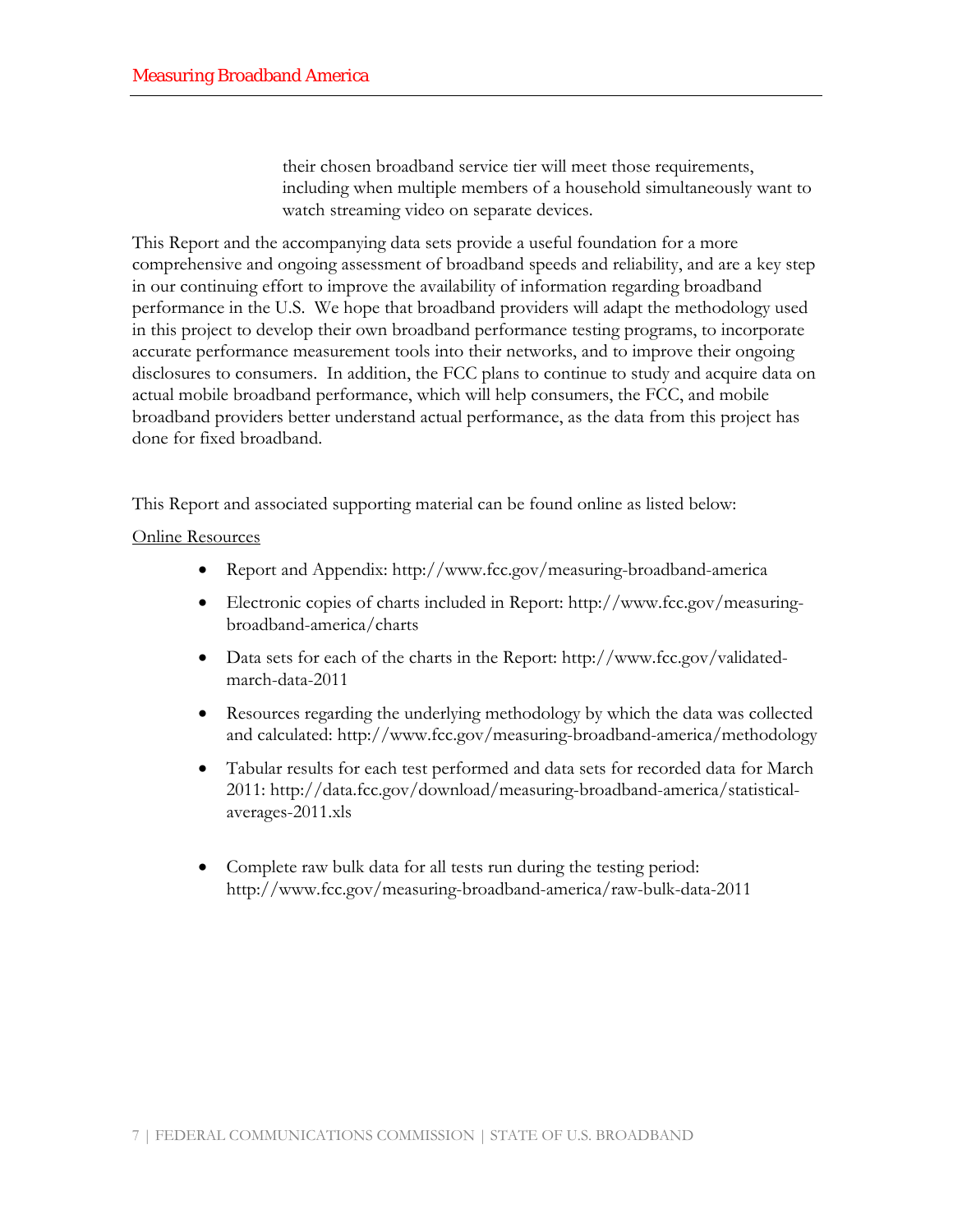their chosen broadband service tier will meet those requirements, including when multiple members of a household simultaneously want to watch streaming video on separate devices.

This Report and the accompanying data sets provide a useful foundation for a more comprehensive and ongoing assessment of broadband speeds and reliability, and are a key step in our continuing effort to improve the availability of information regarding broadband performance in the U.S. We hope that broadband providers will adapt the methodology used in this project to develop their own broadband performance testing programs, to incorporate accurate performance measurement tools into their networks, and to improve their ongoing disclosures to consumers. In addition, the FCC plans to continue to study and acquire data on actual mobile broadband performance, which will help consumers, the FCC, and mobile broadband providers better understand actual performance, as the data from this project has done for fixed broadband.

This Report and associated supporting material can be found online as listed below:

Online Resources

- Report and Appendix: http://www.fcc.gov/measuring-broadband-america
- Electronic copies of charts included in Report: http://www.fcc.gov/measuring-broadband-america/charts
- Data sets for each of the charts in the Report: http://www.fcc.gov/validated-march-data-2011
- Resources regarding the underlying methodology by which the data was collected and calculated: http://www.fcc.gov/measuring-broadband-america/methodology
- Tabular results for each test performed and data sets for recorded data for March 2011: http://data.fcc.gov/download/measuring-broadband-america/statistical-averages-2011.xls
- Complete raw bulk data for all tests run during the testing period: http://www.fcc.gov/measuring-broadband-america/raw-bulk-data-2011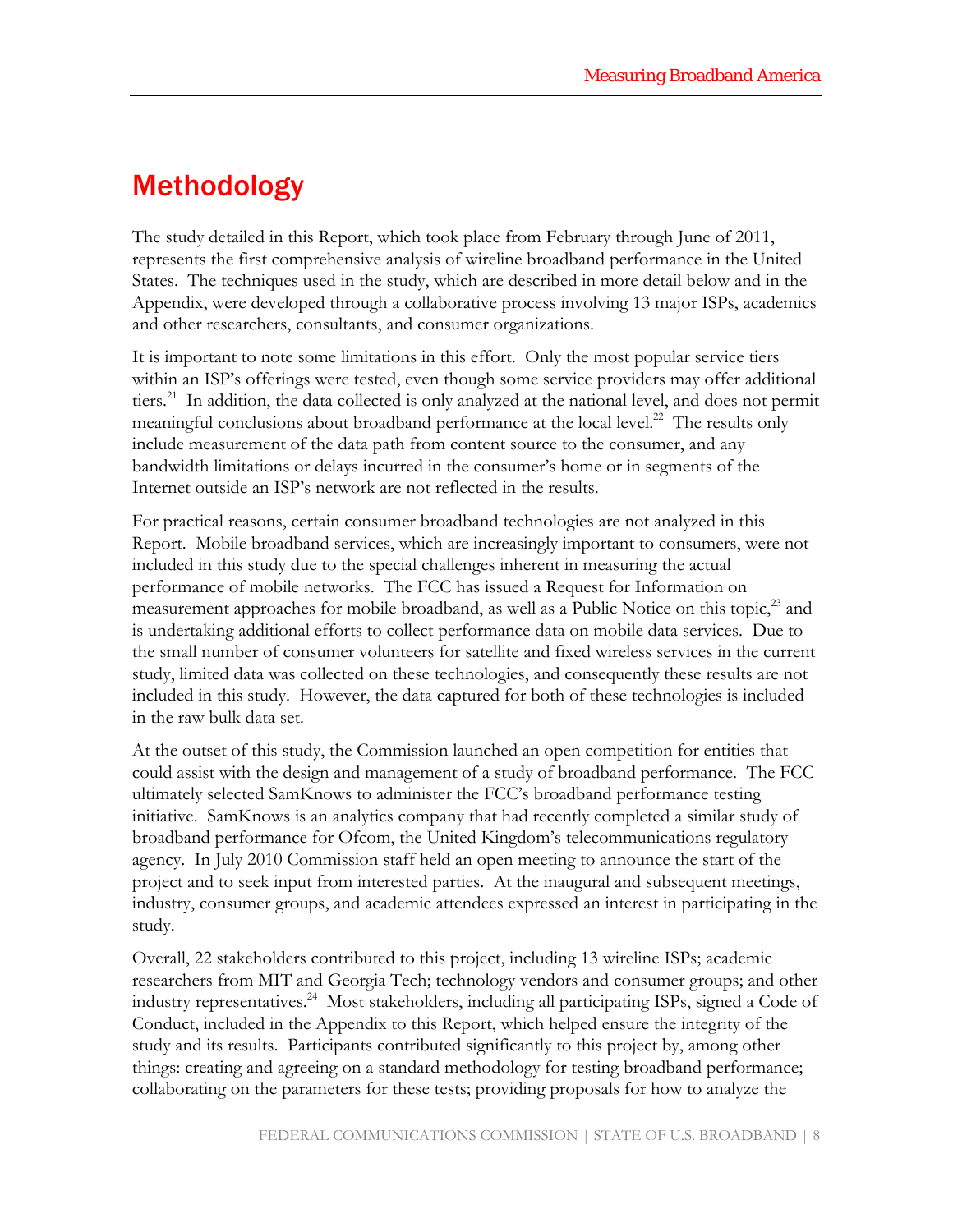# Methodology

The study detailed in this Report, which took place from February through June of 2011, represents the first comprehensive analysis of wireline broadband performance in the United States. The techniques used in the study, which are described in more detail below and in the Appendix, were developed through a collaborative process involving 13 major ISPs, academics and other researchers, consultants, and consumer organizations.

It is important to note some limitations in this effort. Only the most popular service tiers within an ISP's offerings were tested, even though some service providers may offer additional tiers.[21] In addition, the data collected is only analyzed at the national level, and does not permit meaningful conclusions about broadband performance at the local level.[22] The results only include measurement of the data path from content source to the consumer, and any bandwidth limitations or delays incurred in the consumer's home or in segments of the Internet outside an ISP's network are not reflected in the results.

For practical reasons, certain consumer broadband technologies are not analyzed in this Report. Mobile broadband services, which are increasingly important to consumers, were not included in this study due to the special challenges inherent in measuring the actual performance of mobile networks. The FCC has issued a Request for Information on measurement approaches for mobile broadband, as well as a Public Notice on this topic,[23] and is undertaking additional efforts to collect performance data on mobile data services. Due to the small number of consumer volunteers for satellite and fixed wireless services in the current study, limited data was collected on these technologies, and consequently these results are not included in this study. However, the data captured for both of these technologies is included in the raw bulk data set.

At the outset of this study, the Commission launched an open competition for entities that could assist with the design and management of a study of broadband performance. The FCC ultimately selected SamKnows to administer the FCC's broadband performance testing initiative. SamKnows is an analytics company that had recently completed a similar study of broadband performance for Ofcom, the United Kingdom's telecommunications regulatory agency. In July 2010 Commission staff held an open meeting to announce the start of the project and to seek input from interested parties. At the inaugural and subsequent meetings, industry, consumer groups, and academic attendees expressed an interest in participating in the study.

Overall, 22 stakeholders contributed to this project, including 13 wireline ISPs; academic researchers from MIT and Georgia Tech; technology vendors and consumer groups; and other industry representatives.[24] Most stakeholders, including all participating ISPs, signed a Code of Conduct, included in the Appendix to this Report, which helped ensure the integrity of the study and its results. Participants contributed significantly to this project by, among other things: creating and agreeing on a standard methodology for testing broadband performance; collaborating on the parameters for these tests; providing proposals for how to analyze the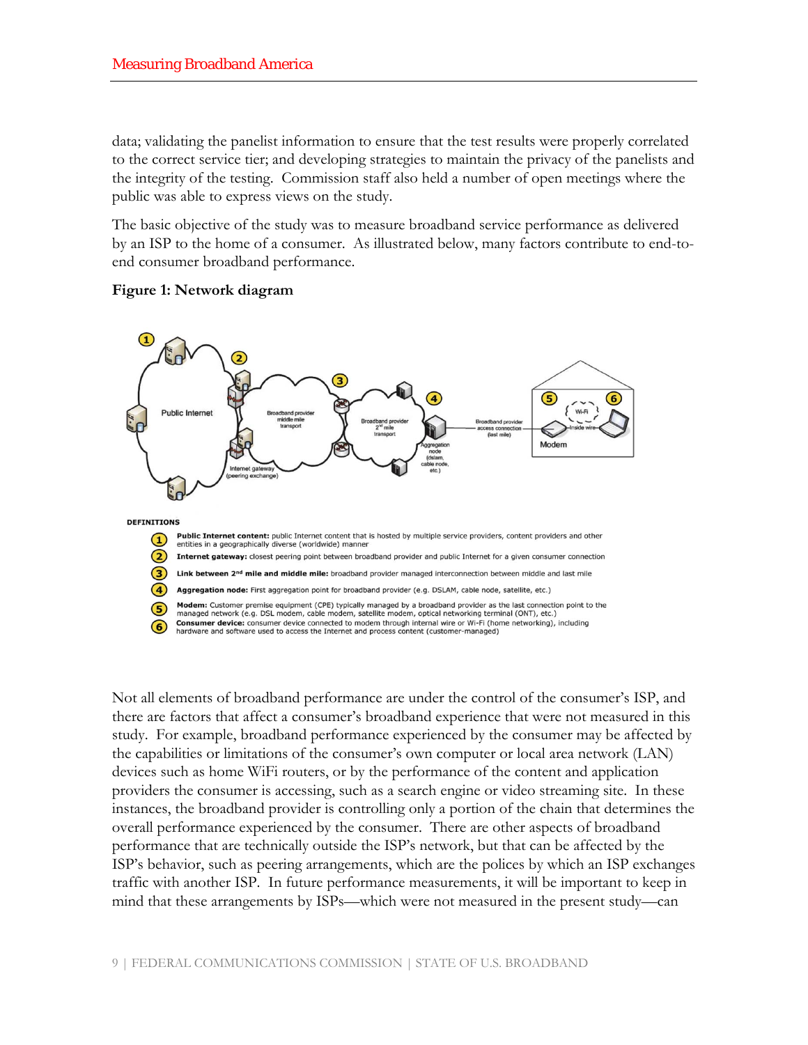data; validating the panelist information to ensure that the test results were properly correlated to the correct service tier; and developing strategies to maintain the privacy of the panelists and the integrity of the testing. Commission staff also held a number of open meetings where the public was able to express views on the study.

The basic objective of the study was to measure broadband service performance as delivered by an ISP to the home of a consumer. As illustrated below, many factors contribute to end-to-end consumer broadband performance.

**Figure 1: Network diagram**

**DEFINITIONS**

1. **Public Internet content:** public Internet content that is hosted by multiple service providers, content providers and other entities in a geographically diverse (worldwide) manner
2. **Internet gateway:** closest peering point between broadband provider and public Internet for a given consumer connection
3. **Link between 2nd mile and middle mile:** broadband provider managed interconnection between middle and last mile
4. **Aggregation node:** First aggregation point for broadband provider (e.g. DSLAM, cable node, satellite, etc.)
5. **Modem:** Customer premise equipment (CPE) typically managed by a broadband provider as the last connection point to the managed network (e.g. DSL modem, cable modem, satellite modem, optical networking terminal (ONT), etc.)
6. **Consumer device:** consumer device connected to modem through internal wire or Wi-Fi (home networking), including hardware and software used to access the Internet and process content (customer-managed)

Not all elements of broadband performance are under the control of the consumer's ISP, and there are factors that affect a consumer's broadband experience that were not measured in this study. For example, broadband performance experienced by the consumer may be affected by the capabilities or limitations of the consumer's own computer or local area network (LAN) devices such as home WiFi routers, or by the performance of the content and application providers the consumer is accessing, such as a search engine or video streaming site. In these instances, the broadband provider is controlling only a portion of the chain that determines the overall performance experienced by the consumer. There are other aspects of broadband performance that are technically outside the ISP's network, but that can be affected by the ISP's behavior, such as peering arrangements, which are the polices by which an ISP exchanges traffic with another ISP. In future performance measurements, it will be important to keep in mind that these arrangements by ISPs—which were not measured in the present study—can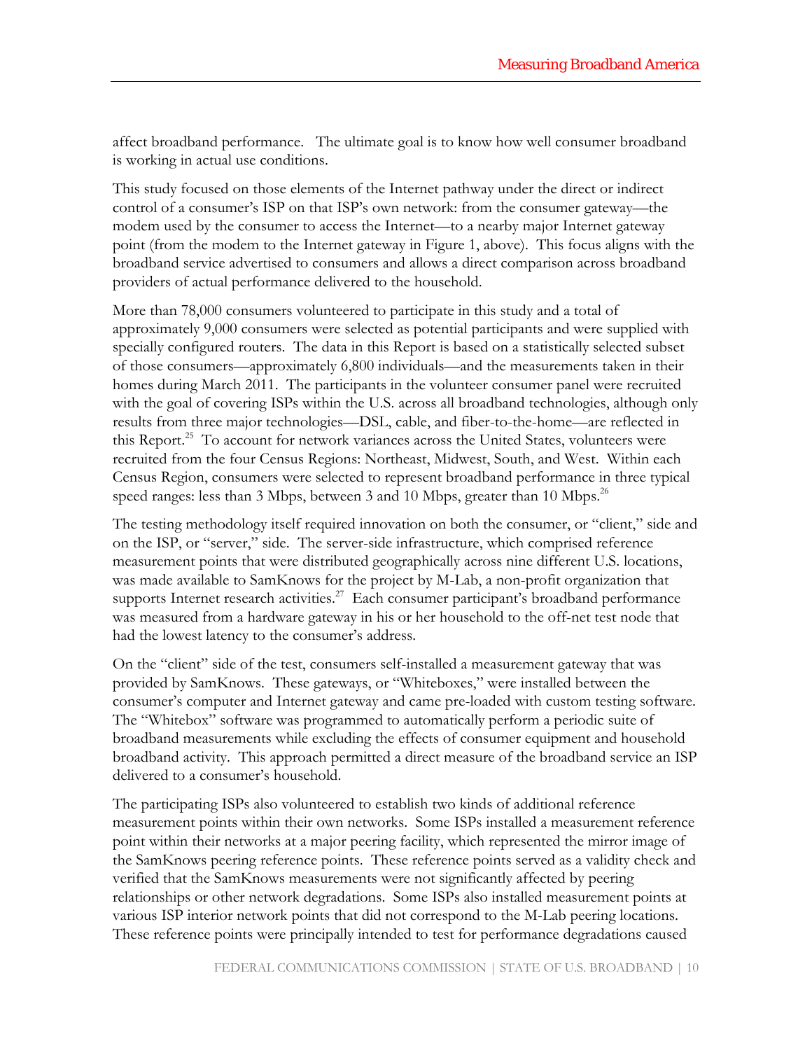affect broadband performance. The ultimate goal is to know how well consumer broadband is working in actual use conditions.

This study focused on those elements of the Internet pathway under the direct or indirect control of a consumer's ISP on that ISP's own network: from the consumer gateway—the modem used by the consumer to access the Internet—to a nearby major Internet gateway point (from the modem to the Internet gateway in Figure 1, above). This focus aligns with the broadband service advertised to consumers and allows a direct comparison across broadband providers of actual performance delivered to the household.

More than 78,000 consumers volunteered to participate in this study and a total of approximately 9,000 consumers were selected as potential participants and were supplied with specially configured routers. The data in this Report is based on a statistically selected subset of those consumers—approximately 6,800 individuals—and the measurements taken in their homes during March 2011. The participants in the volunteer consumer panel were recruited with the goal of covering ISPs within the U.S. across all broadband technologies, although only results from three major technologies—DSL, cable, and fiber-to-the-home—are reflected in this Report.[25] To account for network variances across the United States, volunteers were recruited from the four Census Regions: Northeast, Midwest, South, and West. Within each Census Region, consumers were selected to represent broadband performance in three typical speed ranges: less than 3 Mbps, between 3 and 10 Mbps, greater than 10 Mbps.[26]

The testing methodology itself required innovation on both the consumer, or "client," side and on the ISP, or "server," side. The server-side infrastructure, which comprised reference measurement points that were distributed geographically across nine different U.S. locations, was made available to SamKnows for the project by M-Lab, a non-profit organization that supports Internet research activities.[27] Each consumer participant's broadband performance was measured from a hardware gateway in his or her household to the off-net test node that had the lowest latency to the consumer's address.

On the "client" side of the test, consumers self-installed a measurement gateway that was provided by SamKnows. These gateways, or "Whiteboxes," were installed between the consumer's computer and Internet gateway and came pre-loaded with custom testing software. The "Whitebox" software was programmed to automatically perform a periodic suite of broadband measurements while excluding the effects of consumer equipment and household broadband activity. This approach permitted a direct measure of the broadband service an ISP delivered to a consumer's household.

The participating ISPs also volunteered to establish two kinds of additional reference measurement points within their own networks. Some ISPs installed a measurement reference point within their networks at a major peering facility, which represented the mirror image of the SamKnows peering reference points. These reference points served as a validity check and verified that the SamKnows measurements were not significantly affected by peering relationships or other network degradations. Some ISPs also installed measurement points at various ISP interior network points that did not correspond to the M-Lab peering locations. These reference points were principally intended to test for performance degradations caused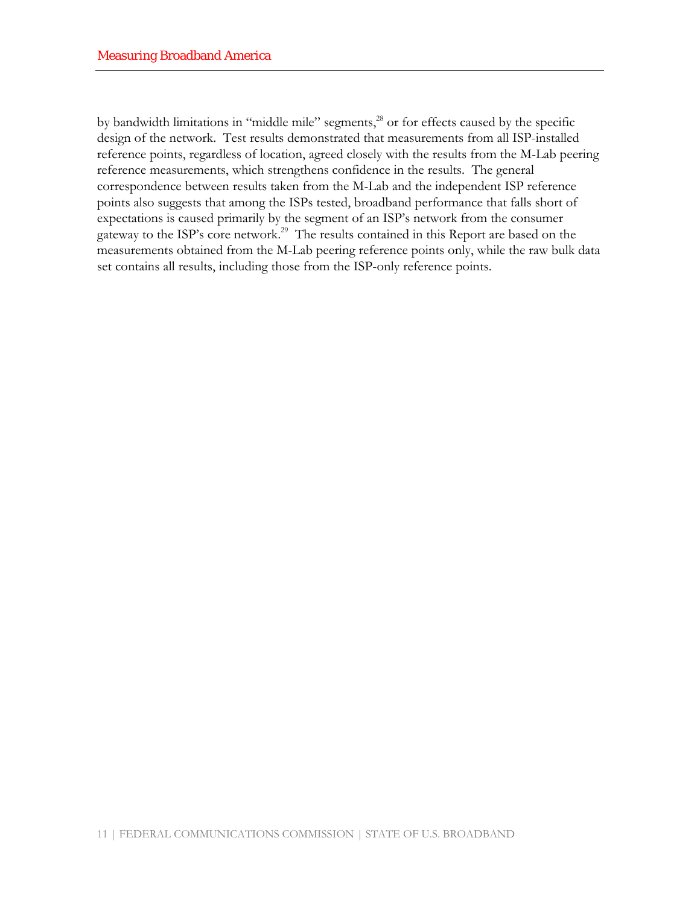by bandwidth limitations in "middle mile" segments,[28] or for effects caused by the specific design of the network. Test results demonstrated that measurements from all ISP-installed reference points, regardless of location, agreed closely with the results from the M-Lab peering reference measurements, which strengthens confidence in the results. The general correspondence between results taken from the M-Lab and the independent ISP reference points also suggests that among the ISPs tested, broadband performance that falls short of expectations is caused primarily by the segment of an ISP's network from the consumer gateway to the ISP's core network.[29] The results contained in this Report are based on the measurements obtained from the M-Lab peering reference points only, while the raw bulk data set contains all results, including those from the ISP-only reference points.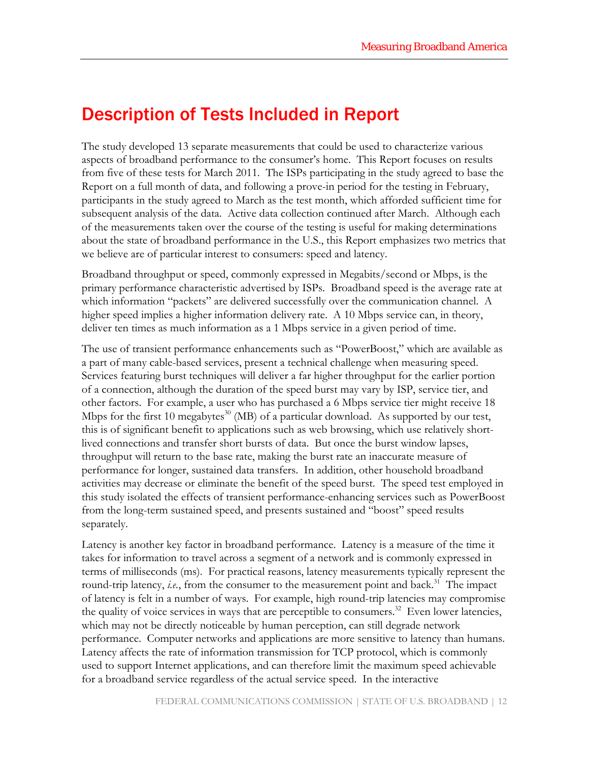## Description of Tests Included in Report

The study developed 13 separate measurements that could be used to characterize various aspects of broadband performance to the consumer's home. This Report focuses on results from five of these tests for March 2011. The ISPs participating in the study agreed to base the Report on a full month of data, and following a prove-in period for the testing in February, participants in the study agreed to March as the test month, which afforded sufficient time for subsequent analysis of the data. Active data collection continued after March. Although each of the measurements taken over the course of the testing is useful for making determinations about the state of broadband performance in the U.S., this Report emphasizes two metrics that we believe are of particular interest to consumers: speed and latency.

Broadband throughput or speed, commonly expressed in Megabits/second or Mbps, is the primary performance characteristic advertised by ISPs. Broadband speed is the average rate at which information "packets" are delivered successfully over the communication channel. A higher speed implies a higher information delivery rate. A 10 Mbps service can, in theory, deliver ten times as much information as a 1 Mbps service in a given period of time.

The use of transient performance enhancements such as "PowerBoost," which are available as a part of many cable-based services, present a technical challenge when measuring speed. Services featuring burst techniques will deliver a far higher throughput for the earlier portion of a connection, although the duration of the speed burst may vary by ISP, service tier, and other factors. For example, a user who has purchased a 6 Mbps service tier might receive 18 Mbps for the first 10 megabytes[30] (MB) of a particular download. As supported by our test, this is of significant benefit to applications such as web browsing, which use relatively short-lived connections and transfer short bursts of data. But once the burst window lapses, throughput will return to the base rate, making the burst rate an inaccurate measure of performance for longer, sustained data transfers. In addition, other household broadband activities may decrease or eliminate the benefit of the speed burst. The speed test employed in this study isolated the effects of transient performance-enhancing services such as PowerBoost from the long-term sustained speed, and presents sustained and "boost" speed results separately.

Latency is another key factor in broadband performance. Latency is a measure of the time it takes for information to travel across a segment of a network and is commonly expressed in terms of milliseconds (ms). For practical reasons, latency measurements typically represent the round-trip latency, *i.e.*, from the consumer to the measurement point and back.[31] The impact of latency is felt in a number of ways. For example, high round-trip latencies may compromise the quality of voice services in ways that are perceptible to consumers.[32] Even lower latencies, which may not be directly noticeable by human perception, can still degrade network performance. Computer networks and applications are more sensitive to latency than humans. Latency affects the rate of information transmission for TCP protocol, which is commonly used to support Internet applications, and can therefore limit the maximum speed achievable for a broadband service regardless of the actual service speed. In the interactive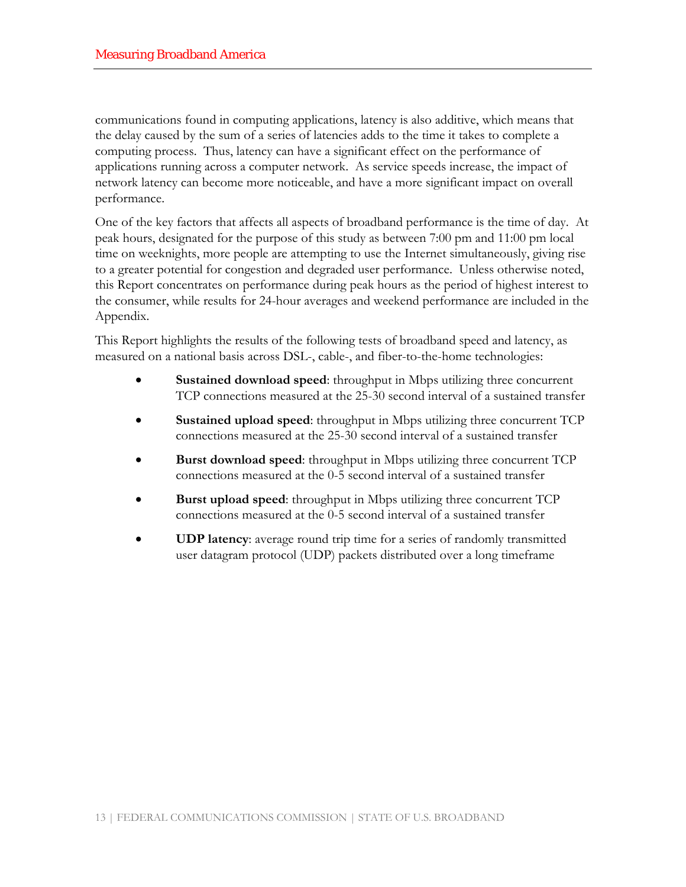communications found in computing applications, latency is also additive, which means that the delay caused by the sum of a series of latencies adds to the time it takes to complete a computing process. Thus, latency can have a significant effect on the performance of applications running across a computer network. As service speeds increase, the impact of network latency can become more noticeable, and have a more significant impact on overall performance.

One of the key factors that affects all aspects of broadband performance is the time of day. At peak hours, designated for the purpose of this study as between 7:00 pm and 11:00 pm local time on weeknights, more people are attempting to use the Internet simultaneously, giving rise to a greater potential for congestion and degraded user performance. Unless otherwise noted, this Report concentrates on performance during peak hours as the period of highest interest to the consumer, while results for 24-hour averages and weekend performance are included in the Appendix.

This Report highlights the results of the following tests of broadband speed and latency, as measured on a national basis across DSL-, cable-, and fiber-to-the-home technologies:

- **Sustained download speed**: throughput in Mbps utilizing three concurrent TCP connections measured at the 25-30 second interval of a sustained transfer
- **Sustained upload speed**: throughput in Mbps utilizing three concurrent TCP connections measured at the 25-30 second interval of a sustained transfer
- **Burst download speed**: throughput in Mbps utilizing three concurrent TCP connections measured at the 0-5 second interval of a sustained transfer
- **Burst upload speed**: throughput in Mbps utilizing three concurrent TCP connections measured at the 0-5 second interval of a sustained transfer
- **UDP latency**: average round trip time for a series of randomly transmitted user datagram protocol (UDP) packets distributed over a long timeframe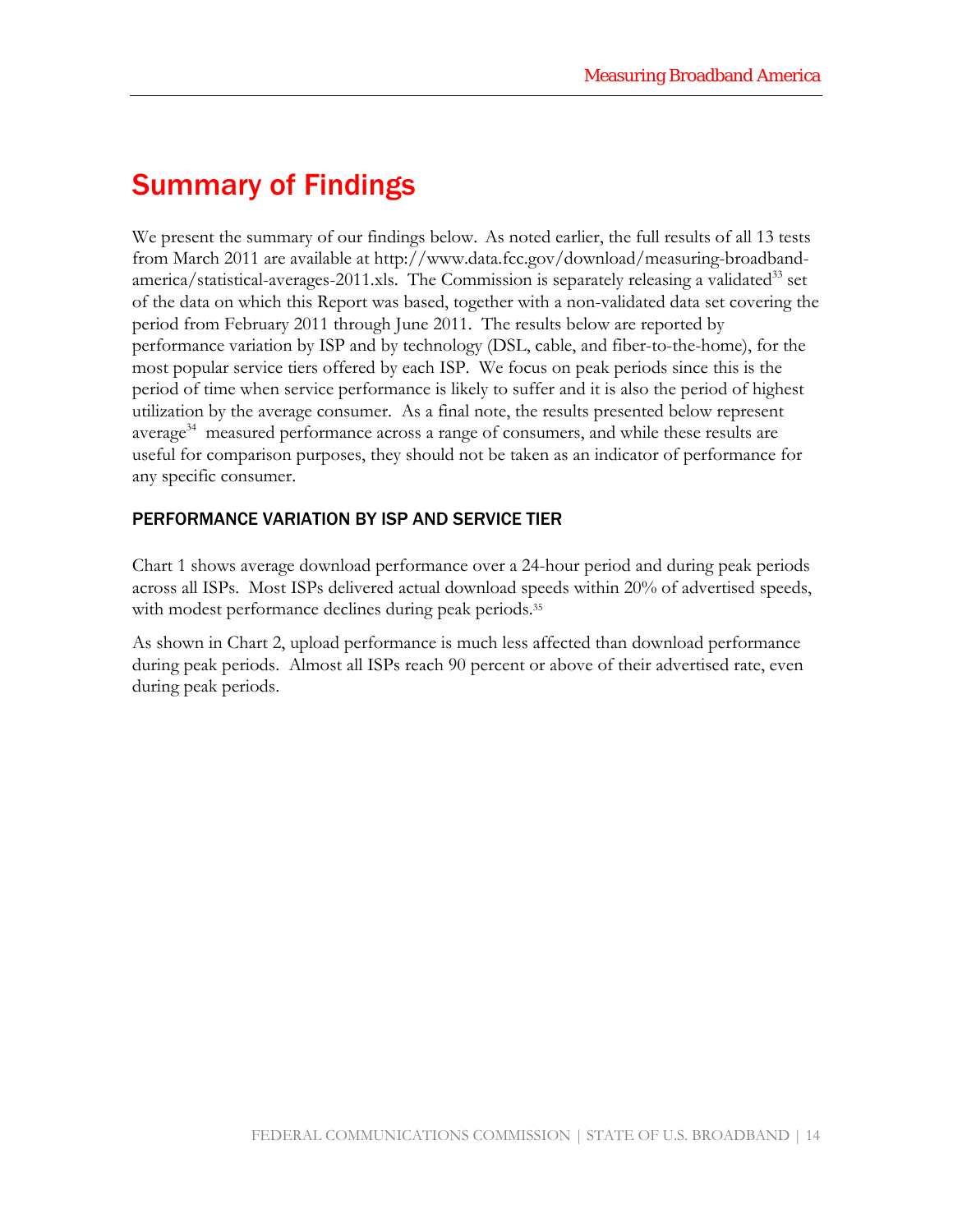# Summary of Findings

We present the summary of our findings below. As noted earlier, the full results of all 13 tests from March 2011 are available at http://www.data.fcc.gov/download/measuring-broadband-america/statistical-averages-2011.xls. The Commission is separately releasing a validated[33] set of the data on which this Report was based, together with a non-validated data set covering the period from February 2011 through June 2011. The results below are reported by performance variation by ISP and by technology (DSL, cable, and fiber-to-the-home), for the most popular service tiers offered by each ISP. We focus on peak periods since this is the period of time when service performance is likely to suffer and it is also the period of highest utilization by the average consumer. As a final note, the results presented below represent average[34] measured performance across a range of consumers, and while these results are useful for comparison purposes, they should not be taken as an indicator of performance for any specific consumer.

## PERFORMANCE VARIATION BY ISP AND SERVICE TIER

Chart 1 shows average download performance over a 24-hour period and during peak periods across all ISPs. Most ISPs delivered actual download speeds within 20% of advertised speeds, with modest performance declines during peak periods.[35]

As shown in Chart 2, upload performance is much less affected than download performance during peak periods. Almost all ISPs reach 90 percent or above of their advertised rate, even during peak periods.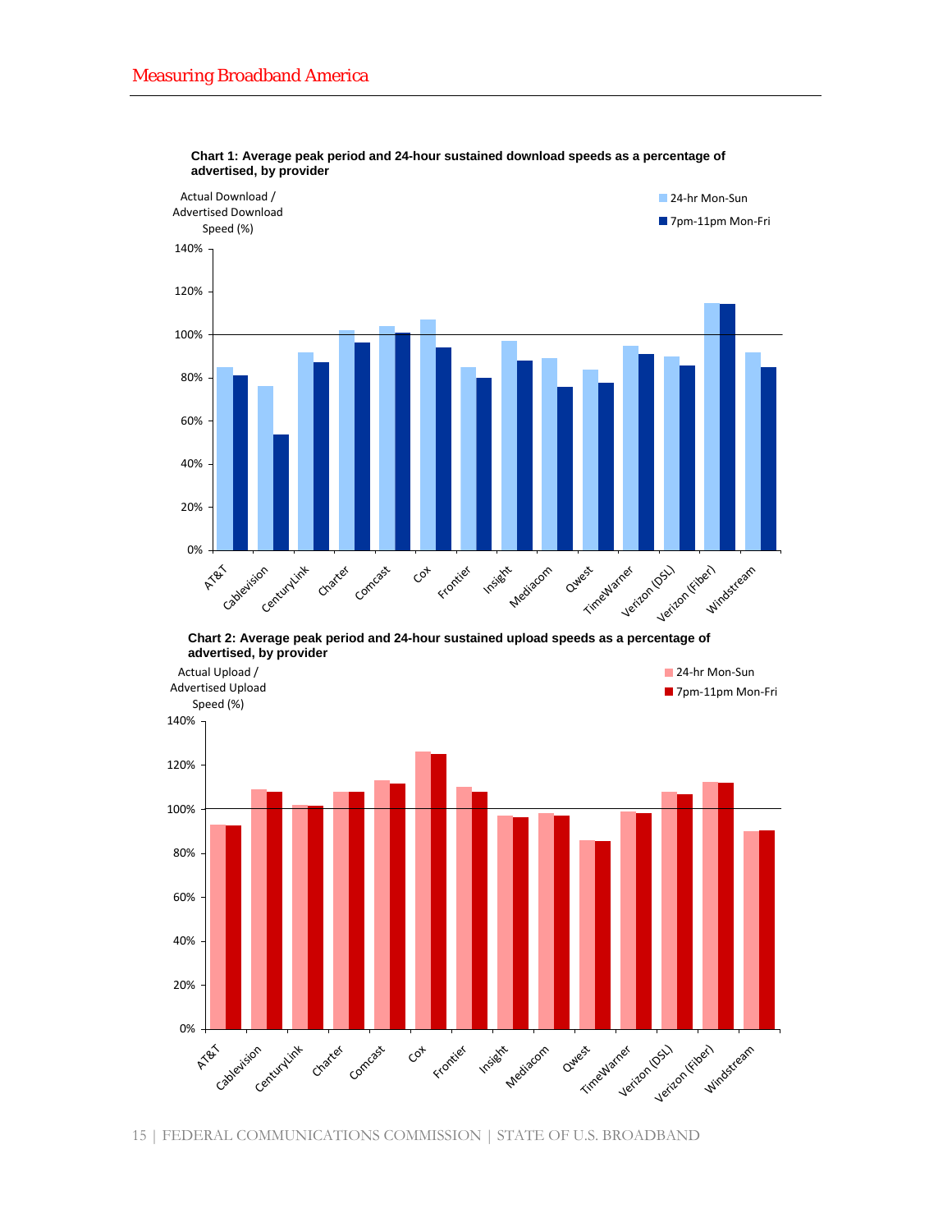**Chart 1: Average peak period and 24-hour sustained download speeds as a percentage of advertised, by provider**

**Chart 2: Average peak period and 24-hour sustained upload speeds as a percentage of advertised, by provider**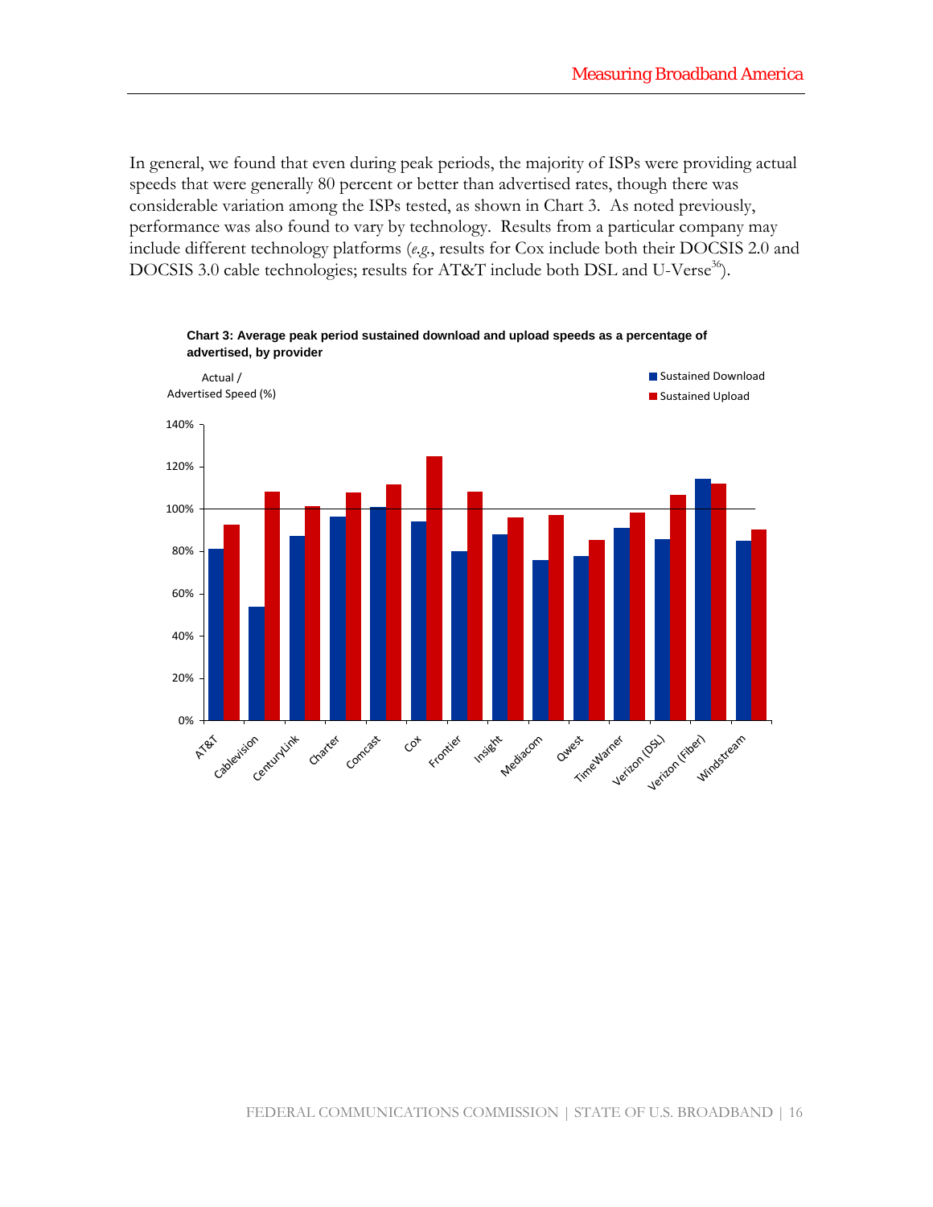In general, we found that even during peak periods, the majority of ISPs were providing actual speeds that were generally 80 percent or better than advertised rates, though there was considerable variation among the ISPs tested, as shown in Chart 3. As noted previously, performance was also found to vary by technology. Results from a particular company may include different technology platforms (*e.g.*, results for Cox include both their DOCSIS 2.0 and DOCSIS 3.0 cable technologies; results for AT&T include both DSL and U-Verse[36]).

**Chart 3: Average peak period sustained download and upload speeds as a percentage of advertised, by provider**

Actual / Advertised Speed (%)

Sustained Download
Sustained Upload

140%
120%
100%
80%
60%
40%
20%
0%

AT&T, Cablevision, CenturyLink, Charter, Comcast, Cox, Frontier, Insight, Mediacom, Qwest, TimeWarner, Verizon (DSL), Verizon (Fiber), Windstream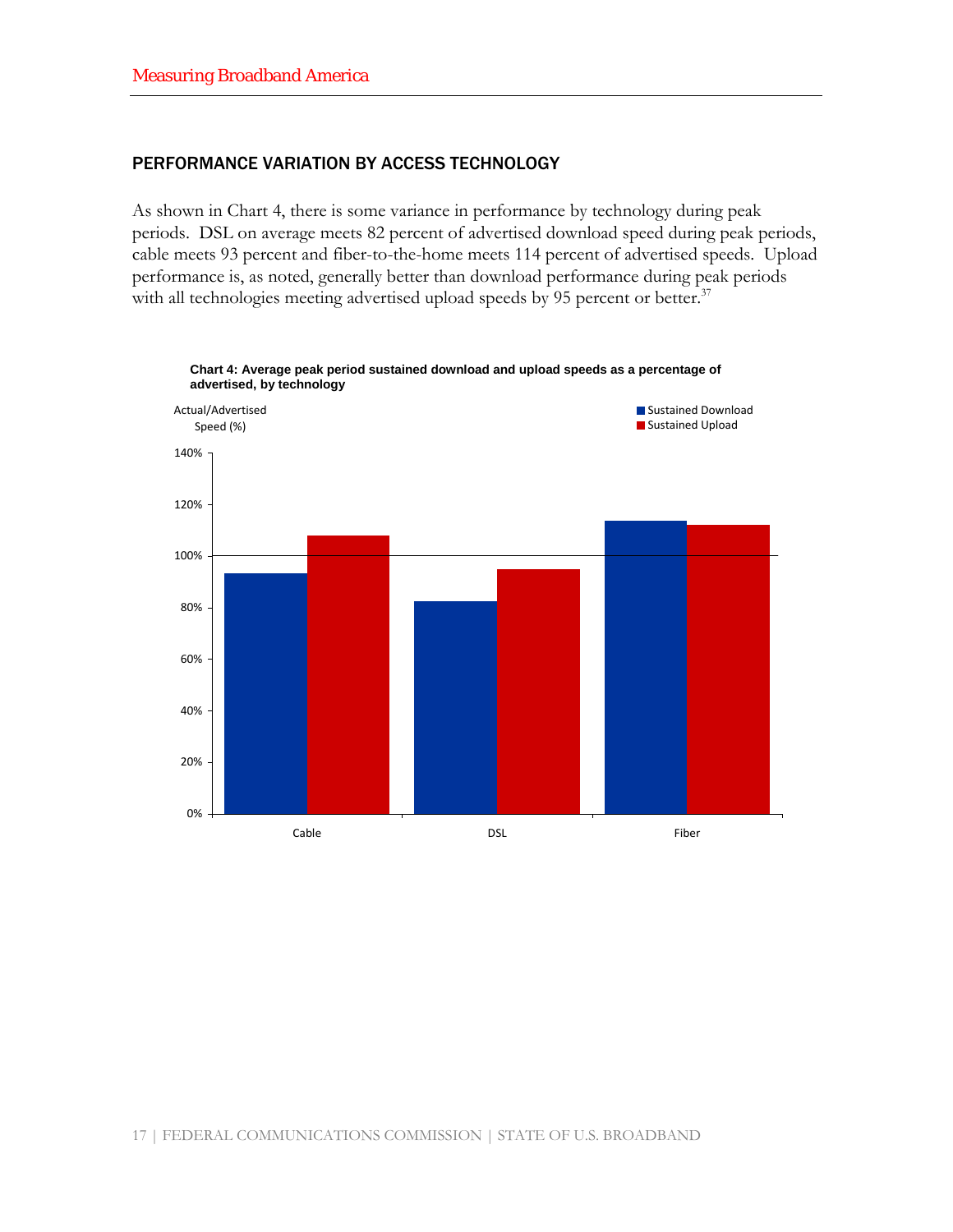## PERFORMANCE VARIATION BY ACCESS TECHNOLOGY

As shown in Chart 4, there is some variance in performance by technology during peak periods. DSL on average meets 82 percent of advertised download speed during peak periods, cable meets 93 percent and fiber-to-the-home meets 114 percent of advertised speeds. Upload performance is, as noted, generally better than download performance during peak periods with all technologies meeting advertised upload speeds by 95 percent or better.[37]

**Chart 4: Average peak period sustained download and upload speeds as a percentage of advertised, by technology**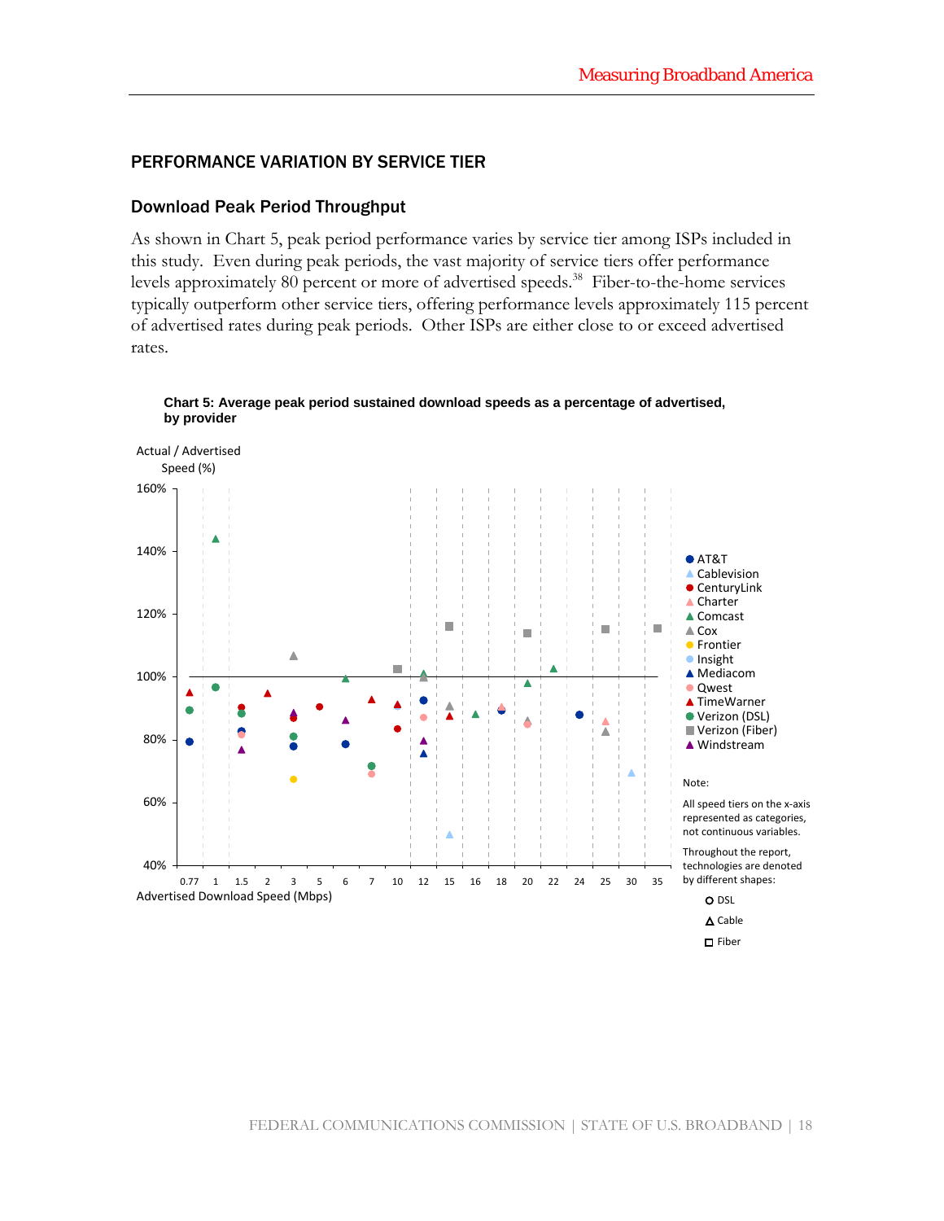## PERFORMANCE VARIATION BY SERVICE TIER

### Download Peak Period Throughput

As shown in Chart 5, peak period performance varies by service tier among ISPs included in this study. Even during peak periods, the vast majority of service tiers offer performance levels approximately 80 percent or more of advertised speeds.[38] Fiber-to-the-home services typically outperform other service tiers, offering performance levels approximately 115 percent of advertised rates during peak periods. Other ISPs are either close to or exceed advertised rates.

**Chart 5: Average peak period sustained download speeds as a percentage of advertised, by provider**

Actual / Advertised Speed (%)

Advertised Download Speed (Mbps): 0.77, 1, 1.5, 2, 3, 5, 6, 7, 10, 12, 15, 16, 18, 20, 22, 24, 25, 30, 35

Legend: AT&T, Cablevision, CenturyLink, Charter, Comcast, Cox, Frontier, Insight, Mediacom, Qwest, TimeWarner, Verizon (DSL), Verizon (Fiber), Windstream

Note:

All speed tiers on the x-axis represented as categories, not continuous variables.

Throughout the report, technologies are denoted by different shapes:

- DSL (circle)
- Cable (triangle)
- Fiber (square)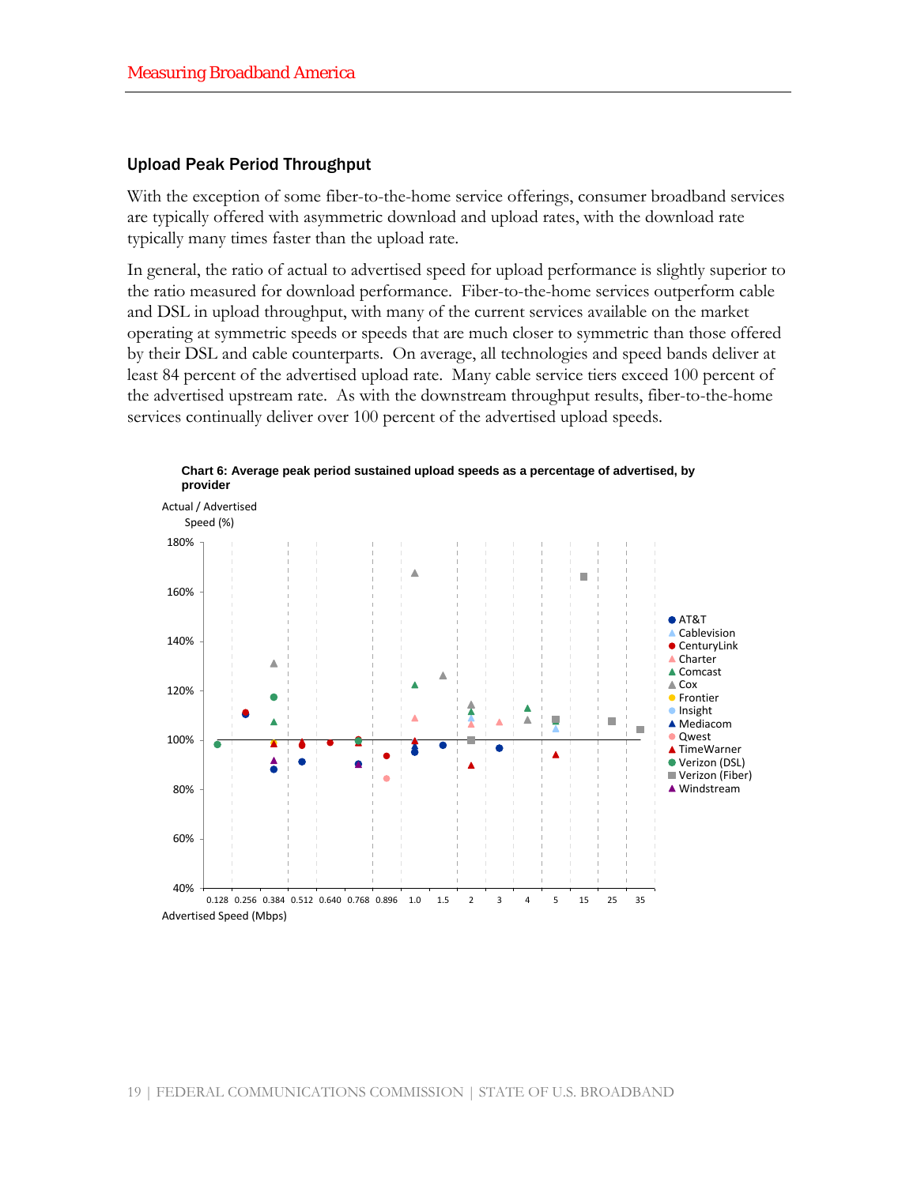### Upload Peak Period Throughput

With the exception of some fiber-to-the-home service offerings, consumer broadband services are typically offered with asymmetric download and upload rates, with the download rate typically many times faster than the upload rate.

In general, the ratio of actual to advertised speed for upload performance is slightly superior to the ratio measured for download performance. Fiber-to-the-home services outperform cable and DSL in upload throughput, with many of the current services available on the market operating at symmetric speeds or speeds that are much closer to symmetric than those offered by their DSL and cable counterparts. On average, all technologies and speed bands deliver at least 84 percent of the advertised upload rate. Many cable service tiers exceed 100 percent of the advertised upstream rate. As with the downstream throughput results, fiber-to-the-home services continually deliver over 100 percent of the advertised upload speeds.

**Chart 6: Average peak period sustained upload speeds as a percentage of advertised, by provider**

Actual / Advertised Speed (%)

180% · 160% · 140% · 120% · 100% · 80% · 60% · 40%

0.128 · 0.256 · 0.384 · 0.512 · 0.640 · 0.768 · 0.896 · 1.0 · 1.5 · 2 · 3 · 4 · 5 · 15 · 25 · 35

Advertised Speed (Mbps)

AT&T · Cablevision · CenturyLink · Charter · Comcast · Cox · Frontier · Insight · Mediacom · Qwest · TimeWarner · Verizon (DSL) · Verizon (Fiber) · Windstream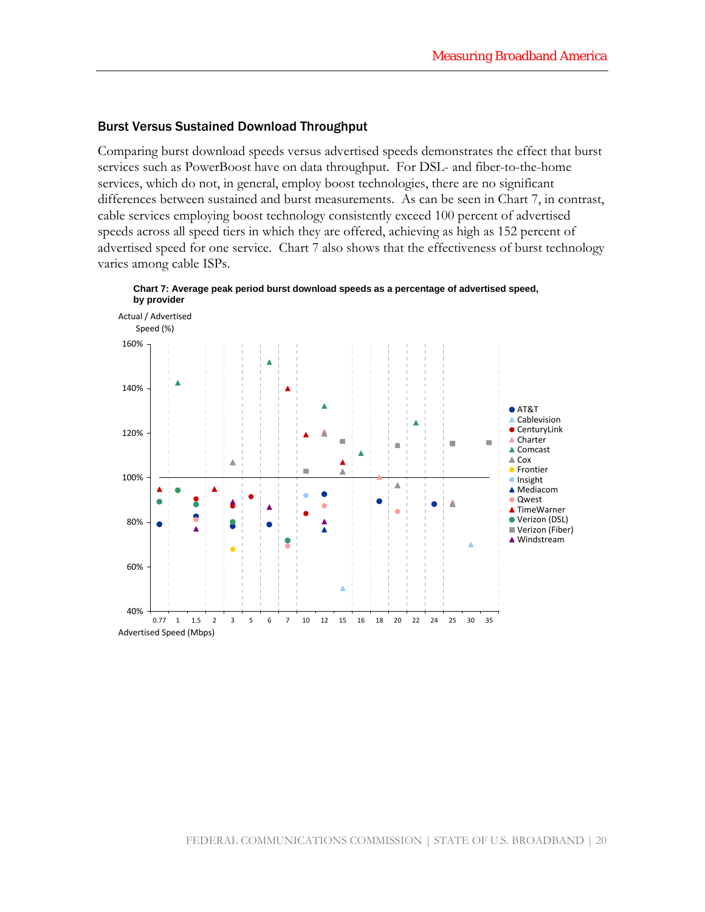### Burst Versus Sustained Download Throughput

Comparing burst download speeds versus advertised speeds demonstrates the effect that burst services such as PowerBoost have on data throughput. For DSL- and fiber-to-the-home services, which do not, in general, employ boost technologies, there are no significant differences between sustained and burst measurements. As can be seen in Chart 7, in contrast, cable services employing boost technology consistently exceed 100 percent of advertised speeds across all speed tiers in which they are offered, achieving as high as 152 percent of advertised speed for one service. Chart 7 also shows that the effectiveness of burst technology varies among cable ISPs.

**Chart 7: Average peak period burst download speeds as a percentage of advertised speed, by provider**

Actual / Advertised Speed (%)

Advertised Speed (Mbps)

Providers: AT&T, Cablevision, CenturyLink, Charter, Comcast, Cox, Frontier, Insight, Mediacom, Qwest, TimeWarner, Verizon (DSL), Verizon (Fiber), Windstream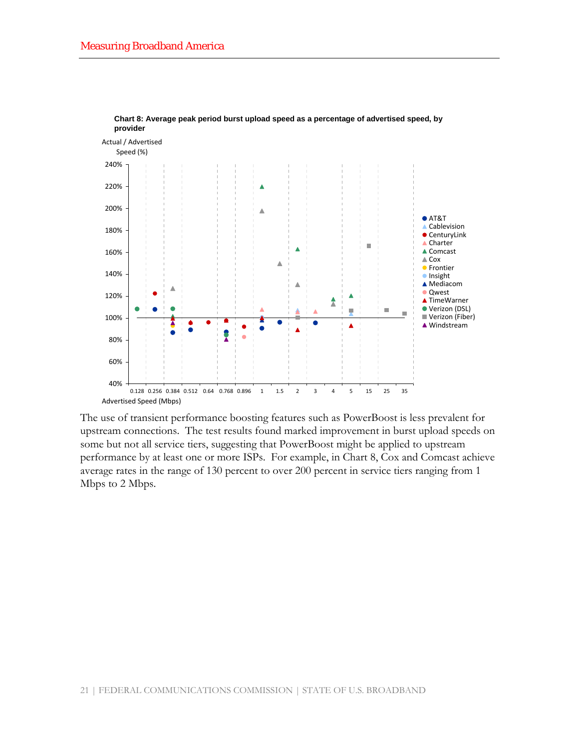**Chart 8: Average peak period burst upload speed as a percentage of advertised speed, by provider**

Actual / Advertised Speed (%)

240%
220%
200%
180%
160%
140%
120%
100%
80%
60%
40%

0.128 0.256 0.384 0.512 0.64 0.768 0.896 1 1.5 2 3 4 5 15 25 35

Advertised Speed (Mbps)

- AT&T
- Cablevision
- CenturyLink
- Charter
- Comcast
- Cox
- Frontier
- Insight
- Mediacom
- Qwest
- TimeWarner
- Verizon (DSL)
- Verizon (Fiber)
- Windstream

The use of transient performance boosting features such as PowerBoost is less prevalent for upstream connections. The test results found marked improvement in burst upload speeds on some but not all service tiers, suggesting that PowerBoost might be applied to upstream performance by at least one or more ISPs. For example, in Chart 8, Cox and Comcast achieve average rates in the range of 130 percent to over 200 percent in service tiers ranging from 1 Mbps to 2 Mbps.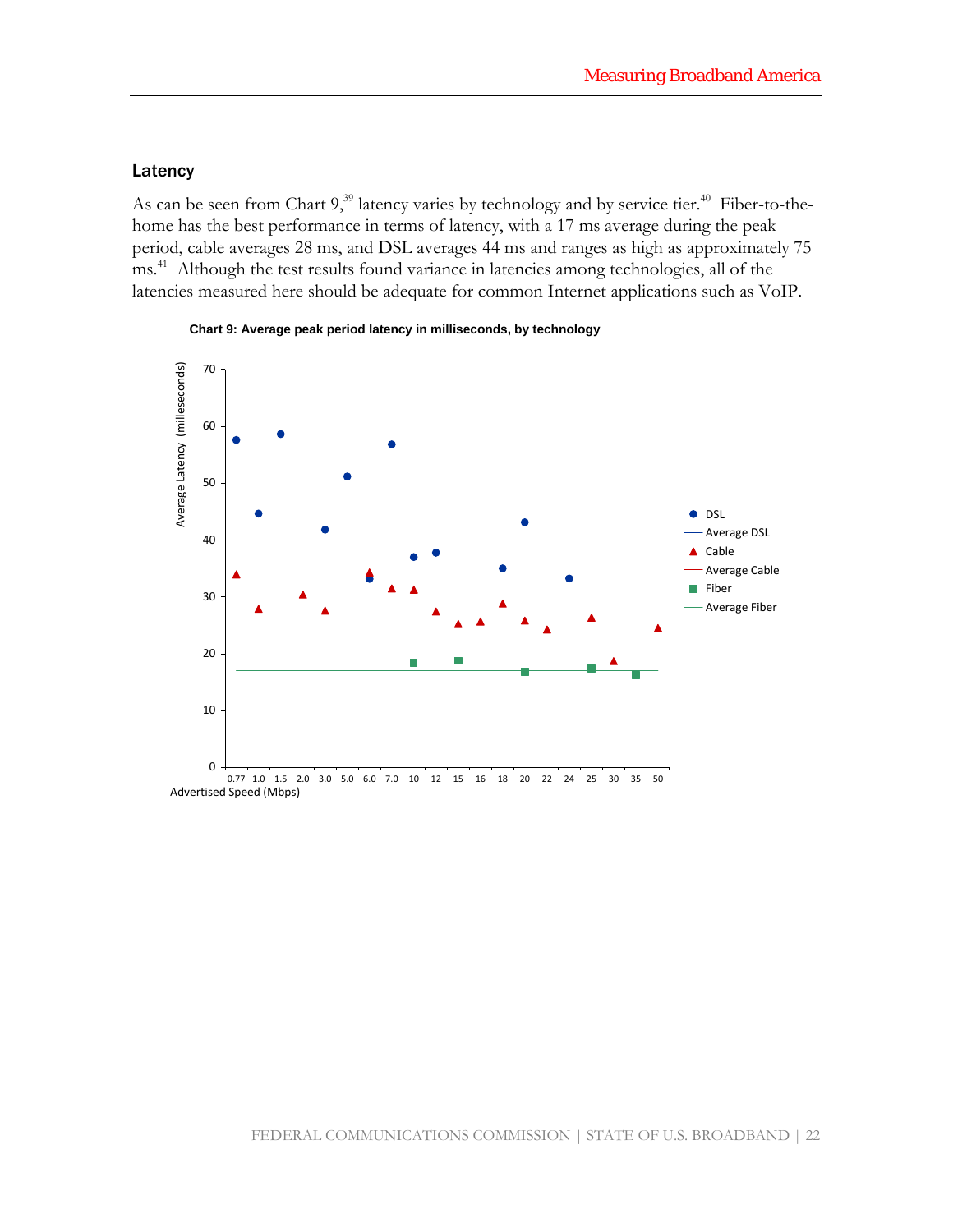## Latency

As can be seen from Chart 9,[39] latency varies by technology and by service tier.[40] Fiber-to-the-home has the best performance in terms of latency, with a 17 ms average during the peak period, cable averages 28 ms, and DSL averages 44 ms and ranges as high as approximately 75 ms.[41] Although the test results found variance in latencies among technologies, all of the latencies measured here should be adequate for common Internet applications such as VoIP.

**Chart 9: Average peak period latency in milliseconds, by technology**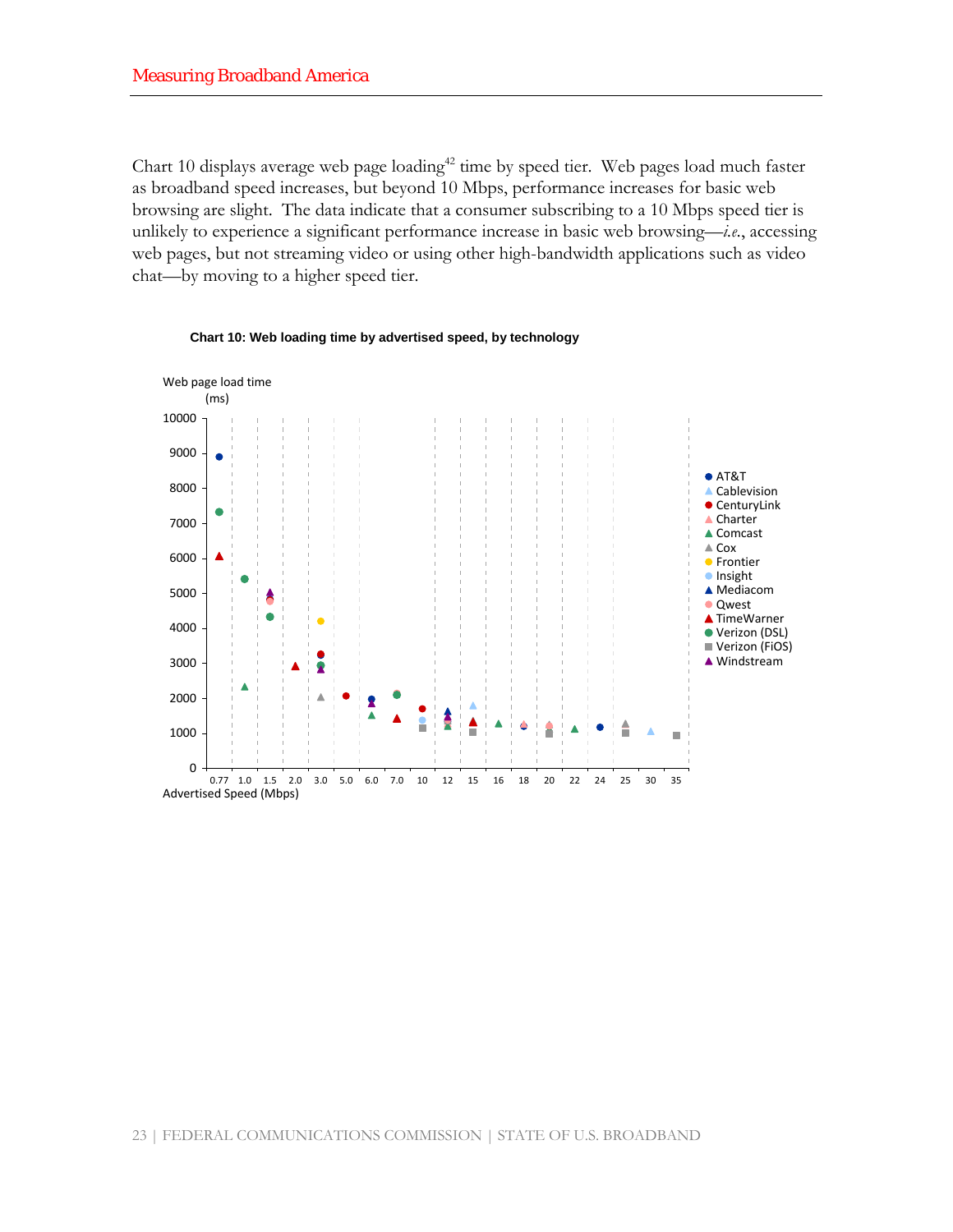Chart 10 displays average web page loading[42] time by speed tier. Web pages load much faster as broadband speed increases, but beyond 10 Mbps, performance increases for basic web browsing are slight. The data indicate that a consumer subscribing to a 10 Mbps speed tier is unlikely to experience a significant performance increase in basic web browsing—*i.e.*, accessing web pages, but not streaming video or using other high-bandwidth applications such as video chat—by moving to a higher speed tier.

**Chart 10: Web loading time by advertised speed, by technology**

Web page load time (ms)

Advertised Speed (Mbps): 0.77, 1.0, 1.5, 2.0, 3.0, 5.0, 6.0, 7.0, 10, 12, 15, 16, 18, 20, 22, 24, 25, 30, 35

Legend: AT&T, Cablevision, CenturyLink, Charter, Comcast, Cox, Frontier, Insight, Mediacom, Qwest, TimeWarner, Verizon (DSL), Verizon (FiOS), Windstream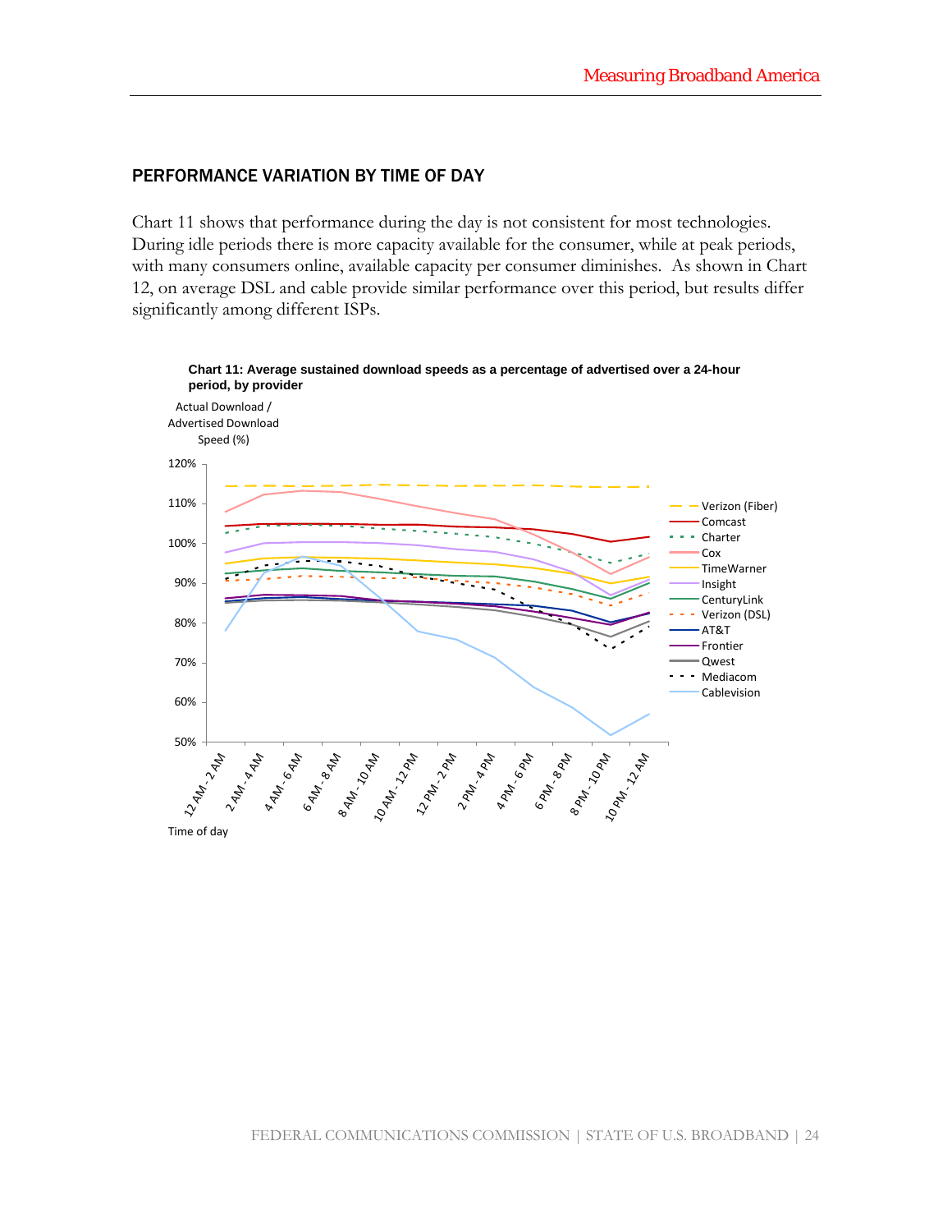## PERFORMANCE VARIATION BY TIME OF DAY

Chart 11 shows that performance during the day is not consistent for most technologies. During idle periods there is more capacity available for the consumer, while at peak periods, with many consumers online, available capacity per consumer diminishes. As shown in Chart 12, on average DSL and cable provide similar performance over this period, but results differ significantly among different ISPs.

**Chart 11: Average sustained download speeds as a percentage of advertised over a 24-hour period, by provider**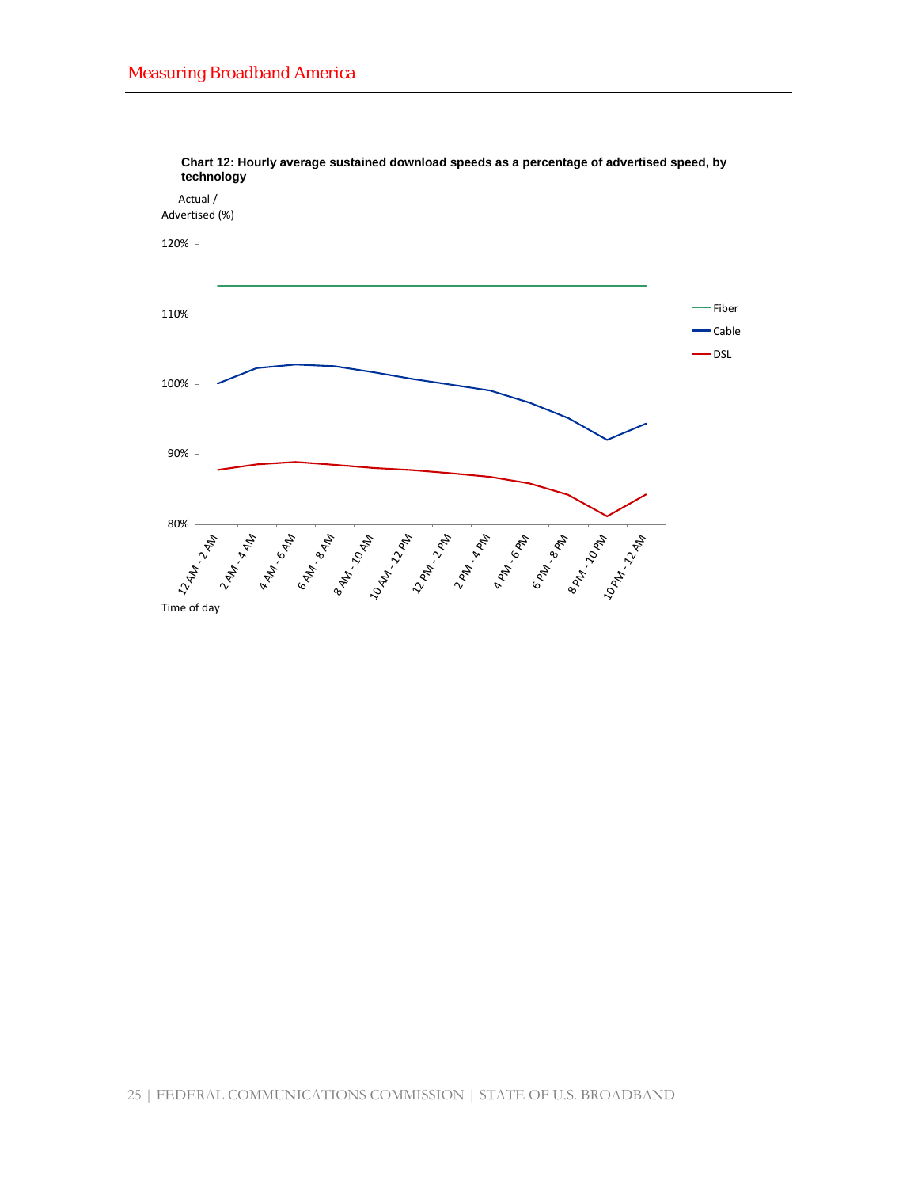**Chart 12: Hourly average sustained download speeds as a percentage of advertised speed, by technology**

Actual / Advertised (%)

120%

110%

100%

90%

80%

- Fiber
- Cable
- DSL

12 AM - 2 AM, 2 AM - 4 AM, 4 AM - 6 AM, 6 AM - 8 AM, 8 AM - 10 AM, 10 AM - 12 PM, 12 PM - 2 PM, 2 PM - 4 PM, 4 PM - 6 PM, 6 PM - 8 PM, 8 PM - 10 PM, 10 PM - 12 AM

Time of day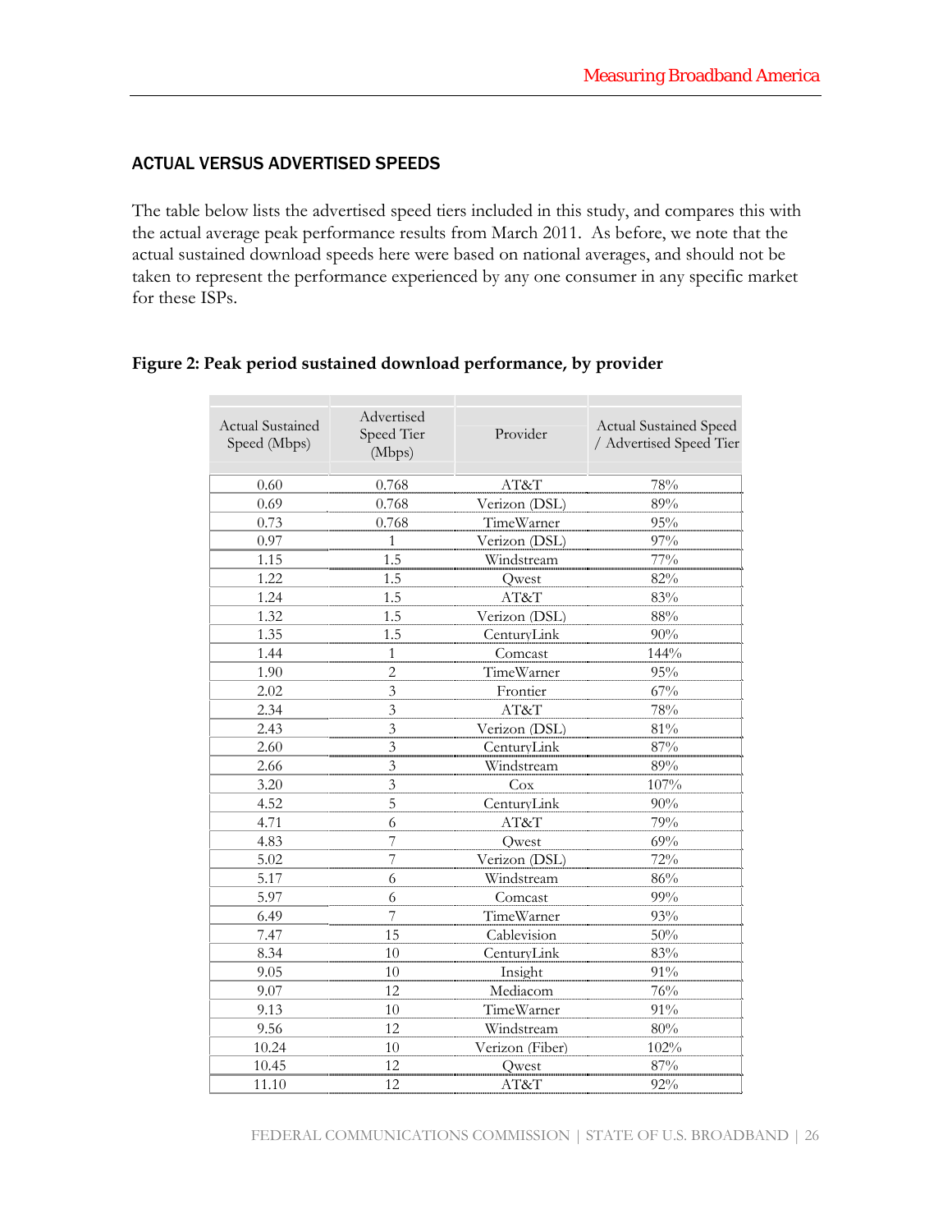## ACTUAL VERSUS ADVERTISED SPEEDS

The table below lists the advertised speed tiers included in this study, and compares this with the actual average peak performance results from March 2011. As before, we note that the actual sustained download speeds here were based on national averages, and should not be taken to represent the performance experienced by any one consumer in any specific market for these ISPs.

**Figure 2: Peak period sustained download performance, by provider**

| Actual Sustained Speed (Mbps) | Advertised Speed Tier (Mbps) | Provider | Actual Sustained Speed / Advertised Speed Tier |
|---|---|---|---|
| 0.60 | 0.768 | AT&T | 78% |
| 0.69 | 0.768 | Verizon (DSL) | 89% |
| 0.73 | 0.768 | TimeWarner | 95% |
| 0.97 | 1 | Verizon (DSL) | 97% |
| 1.15 | 1.5 | Windstream | 77% |
| 1.22 | 1.5 | Qwest | 82% |
| 1.24 | 1.5 | AT&T | 83% |
| 1.32 | 1.5 | Verizon (DSL) | 88% |
| 1.35 | 1.5 | CenturyLink | 90% |
| 1.44 | 1 | Comcast | 144% |
| 1.90 | 2 | TimeWarner | 95% |
| 2.02 | 3 | Frontier | 67% |
| 2.34 | 3 | AT&T | 78% |
| 2.43 | 3 | Verizon (DSL) | 81% |
| 2.60 | 3 | CenturyLink | 87% |
| 2.66 | 3 | Windstream | 89% |
| 3.20 | 3 | Cox | 107% |
| 4.52 | 5 | CenturyLink | 90% |
| 4.71 | 6 | AT&T | 79% |
| 4.83 | 7 | Qwest | 69% |
| 5.02 | 7 | Verizon (DSL) | 72% |
| 5.17 | 6 | Windstream | 86% |
| 5.97 | 6 | Comcast | 99% |
| 6.49 | 7 | TimeWarner | 93% |
| 7.47 | 15 | Cablevision | 50% |
| 8.34 | 10 | CenturyLink | 83% |
| 9.05 | 10 | Insight | 91% |
| 9.07 | 12 | Mediacom | 76% |
| 9.13 | 10 | TimeWarner | 91% |
| 9.56 | 12 | Windstream | 80% |
| 10.24 | 10 | Verizon (Fiber) | 102% |
| 10.45 | 12 | Qwest | 87% |
| 11.10 | 12 | AT&T | 92% |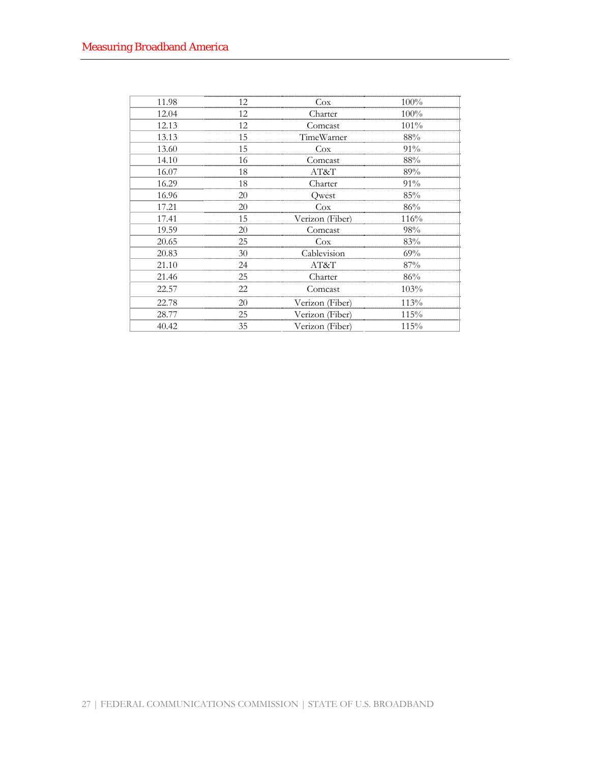| | | | |
|---|---|---|---|
| 11.98 | 12 | Cox | 100% |
| 12.04 | 12 | Charter | 100% |
| 12.13 | 12 | Comcast | 101% |
| 13.13 | 15 | TimeWarner | 88% |
| 13.60 | 15 | Cox | 91% |
| 14.10 | 16 | Comcast | 88% |
| 16.07 | 18 | AT&T | 89% |
| 16.29 | 18 | Charter | 91% |
| 16.96 | 20 | Qwest | 85% |
| 17.21 | 20 | Cox | 86% |
| 17.41 | 15 | Verizon (Fiber) | 116% |
| 19.59 | 20 | Comcast | 98% |
| 20.65 | 25 | Cox | 83% |
| 20.83 | 30 | Cablevision | 69% |
| 21.10 | 24 | AT&T | 87% |
| 21.46 | 25 | Charter | 86% |
| 22.57 | 22 | Comcast | 103% |
| 22.78 | 20 | Verizon (Fiber) | 113% |
| 28.77 | 25 | Verizon (Fiber) | 115% |
| 40.42 | 35 | Verizon (Fiber) | 115% |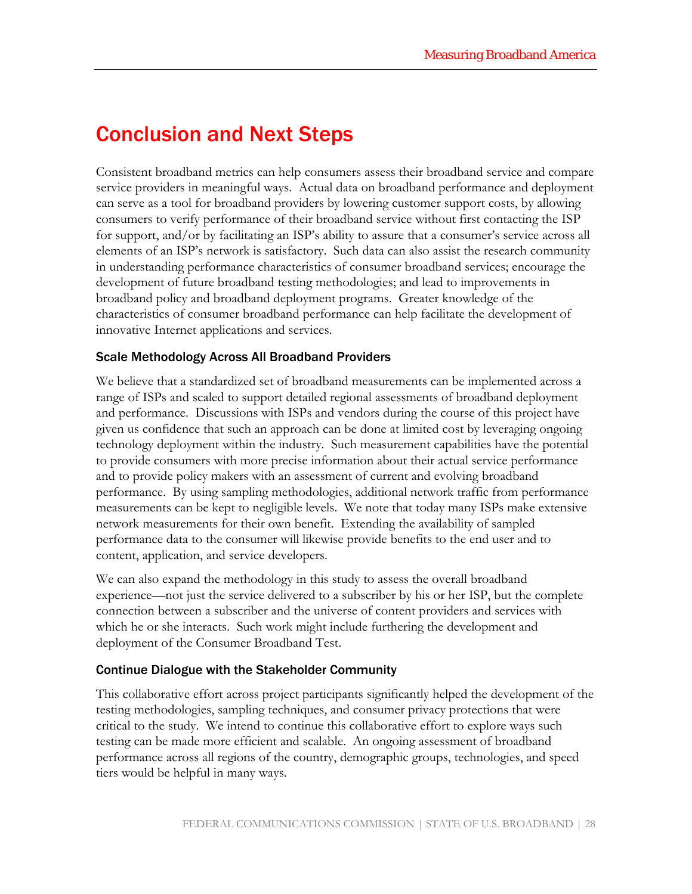# Conclusion and Next Steps

Consistent broadband metrics can help consumers assess their broadband service and compare service providers in meaningful ways. Actual data on broadband performance and deployment can serve as a tool for broadband providers by lowering customer support costs, by allowing consumers to verify performance of their broadband service without first contacting the ISP for support, and/or by facilitating an ISP's ability to assure that a consumer's service across all elements of an ISP's network is satisfactory. Such data can also assist the research community in understanding performance characteristics of consumer broadband services; encourage the development of future broadband testing methodologies; and lead to improvements in broadband policy and broadband deployment programs. Greater knowledge of the characteristics of consumer broadband performance can help facilitate the development of innovative Internet applications and services.

### Scale Methodology Across All Broadband Providers

We believe that a standardized set of broadband measurements can be implemented across a range of ISPs and scaled to support detailed regional assessments of broadband deployment and performance. Discussions with ISPs and vendors during the course of this project have given us confidence that such an approach can be done at limited cost by leveraging ongoing technology deployment within the industry. Such measurement capabilities have the potential to provide consumers with more precise information about their actual service performance and to provide policy makers with an assessment of current and evolving broadband performance. By using sampling methodologies, additional network traffic from performance measurements can be kept to negligible levels. We note that today many ISPs make extensive network measurements for their own benefit. Extending the availability of sampled performance data to the consumer will likewise provide benefits to the end user and to content, application, and service developers.

We can also expand the methodology in this study to assess the overall broadband experience—not just the service delivered to a subscriber by his or her ISP, but the complete connection between a subscriber and the universe of content providers and services with which he or she interacts. Such work might include furthering the development and deployment of the Consumer Broadband Test.

### Continue Dialogue with the Stakeholder Community

This collaborative effort across project participants significantly helped the development of the testing methodologies, sampling techniques, and consumer privacy protections that were critical to the study. We intend to continue this collaborative effort to explore ways such testing can be made more efficient and scalable. An ongoing assessment of broadband performance across all regions of the country, demographic groups, technologies, and speed tiers would be helpful in many ways.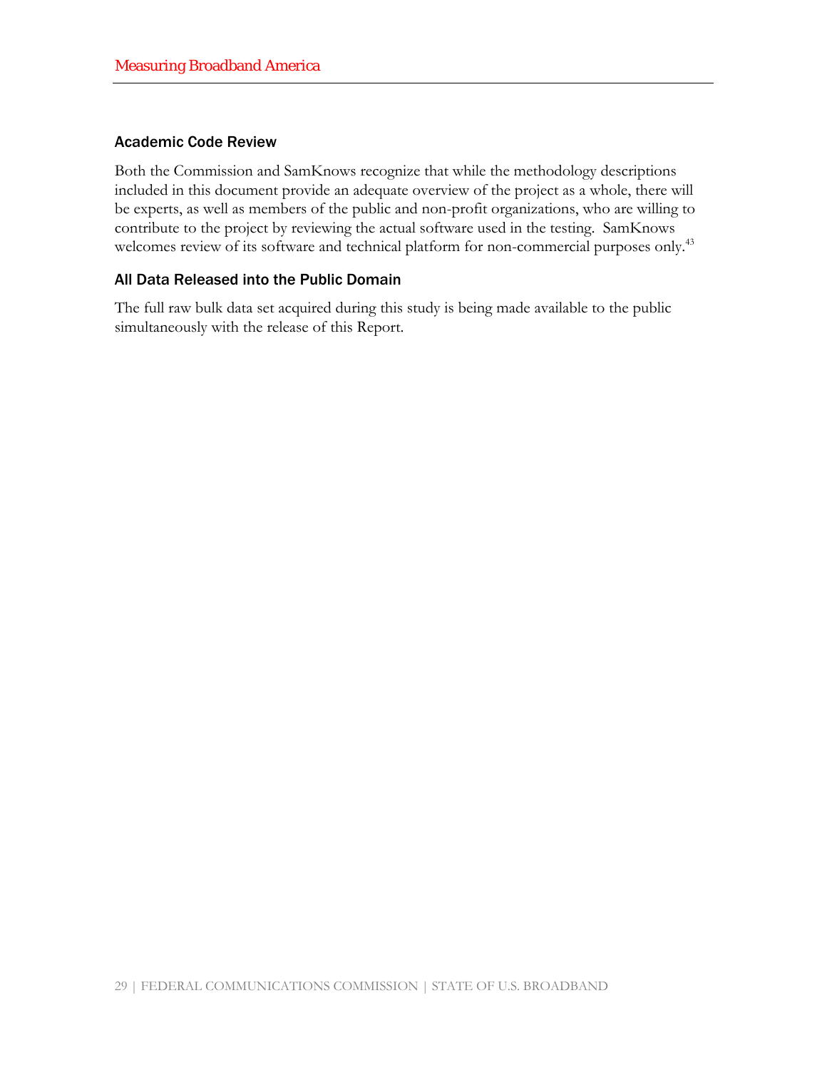### Academic Code Review

Both the Commission and SamKnows recognize that while the methodology descriptions included in this document provide an adequate overview of the project as a whole, there will be experts, as well as members of the public and non-profit organizations, who are willing to contribute to the project by reviewing the actual software used in the testing. SamKnows welcomes review of its software and technical platform for non-commercial purposes only.[43]

### All Data Released into the Public Domain

The full raw bulk data set acquired during this study is being made available to the public simultaneously with the release of this Report.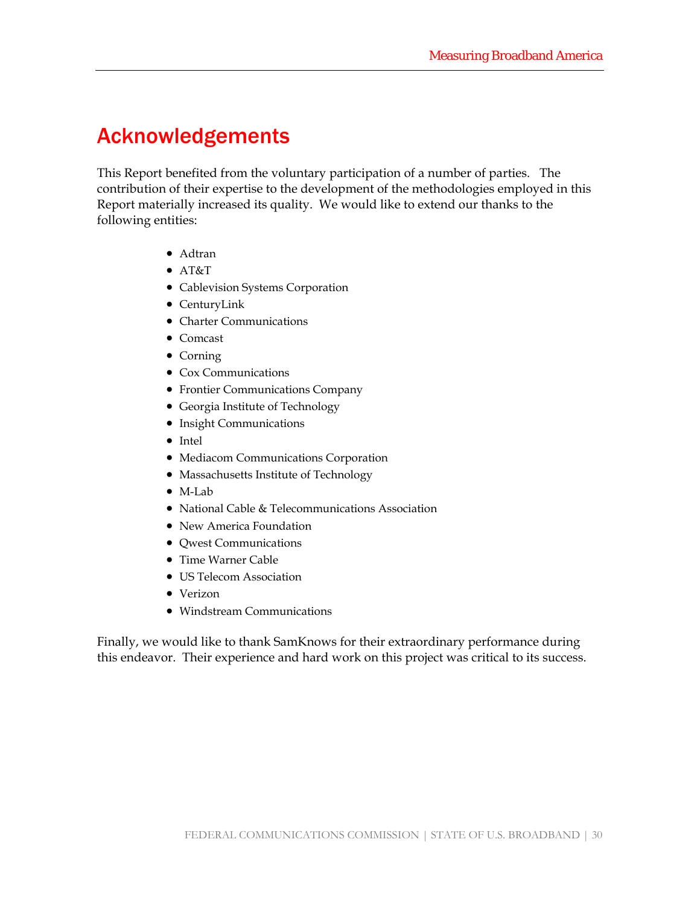# Acknowledgements

This Report benefited from the voluntary participation of a number of parties. The contribution of their expertise to the development of the methodologies employed in this Report materially increased its quality. We would like to extend our thanks to the following entities:

- Adtran
- AT&T
- Cablevision Systems Corporation
- CenturyLink
- Charter Communications
- Comcast
- Corning
- Cox Communications
- Frontier Communications Company
- Georgia Institute of Technology
- Insight Communications
- Intel
- Mediacom Communications Corporation
- Massachusetts Institute of Technology
- M-Lab
- National Cable & Telecommunications Association
- New America Foundation
- Qwest Communications
- Time Warner Cable
- US Telecom Association
- Verizon
- Windstream Communications

Finally, we would like to thank SamKnows for their extraordinary performance during this endeavor. Their experience and hard work on this project was critical to its success.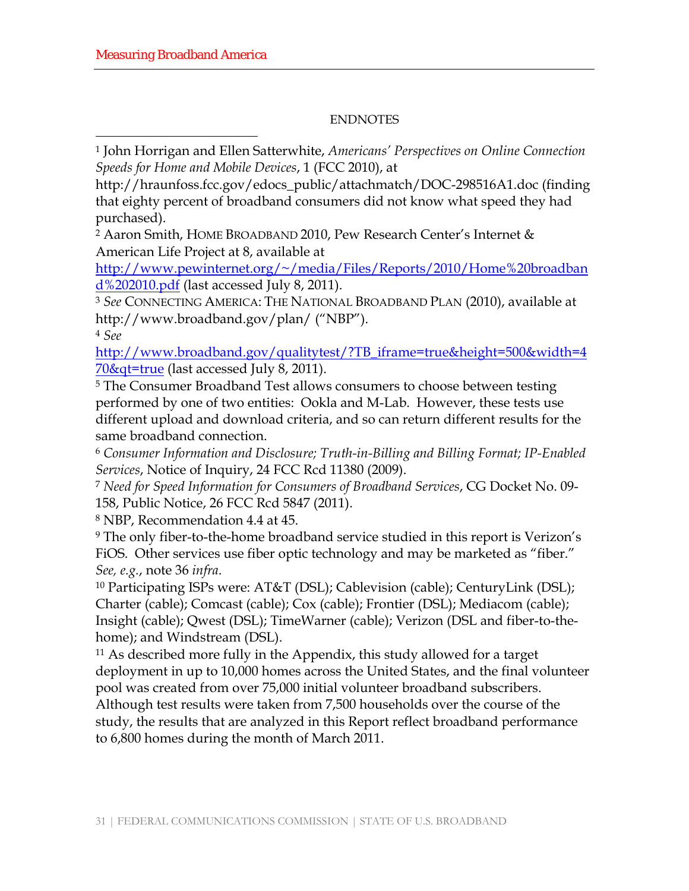ENDNOTES

[1] John Horrigan and Ellen Satterwhite, *Americans' Perspectives on Online Connection Speeds for Home and Mobile Devices*, 1 (FCC 2010), at http://hraunfoss.fcc.gov/edocs_public/attachmatch/DOC-298516A1.doc (finding that eighty percent of broadband consumers did not know what speed they had purchased).

[2] Aaron Smith, HOME BROADBAND 2010, Pew Research Center's Internet & American Life Project at 8, available at http://www.pewinternet.org/~/media/Files/Reports/2010/Home%20broadband%202010.pdf (last accessed July 8, 2011).

[3] *See* CONNECTING AMERICA: THE NATIONAL BROADBAND PLAN (2010), available at http://www.broadband.gov/plan/ ("NBP").

[4] *See* http://www.broadband.gov/qualitytest/?TB_iframe=true&height=500&width=470&qt=true (last accessed July 8, 2011).

[5] The Consumer Broadband Test allows consumers to choose between testing performed by one of two entities: Ookla and M-Lab. However, these tests use different upload and download criteria, and so can return different results for the same broadband connection.

[6] *Consumer Information and Disclosure; Truth-in-Billing and Billing Format; IP-Enabled Services*, Notice of Inquiry, 24 FCC Rcd 11380 (2009).

[7] *Need for Speed Information for Consumers of Broadband Services*, CG Docket No. 09-158, Public Notice, 26 FCC Rcd 5847 (2011).

[8] NBP, Recommendation 4.4 at 45.

[9] The only fiber-to-the-home broadband service studied in this report is Verizon's FiOS. Other services use fiber optic technology and may be marketed as "fiber." *See, e.g.*, note 36 *infra*.

[10] Participating ISPs were: AT&T (DSL); Cablevision (cable); CenturyLink (DSL); Charter (cable); Comcast (cable); Cox (cable); Frontier (DSL); Mediacom (cable); Insight (cable); Qwest (DSL); TimeWarner (cable); Verizon (DSL and fiber-to-the-home); and Windstream (DSL).

[11] As described more fully in the Appendix, this study allowed for a target deployment in up to 10,000 homes across the United States, and the final volunteer pool was created from over 75,000 initial volunteer broadband subscribers. Although test results were taken from 7,500 households over the course of the study, the results that are analyzed in this Report reflect broadband performance to 6,800 homes during the month of March 2011.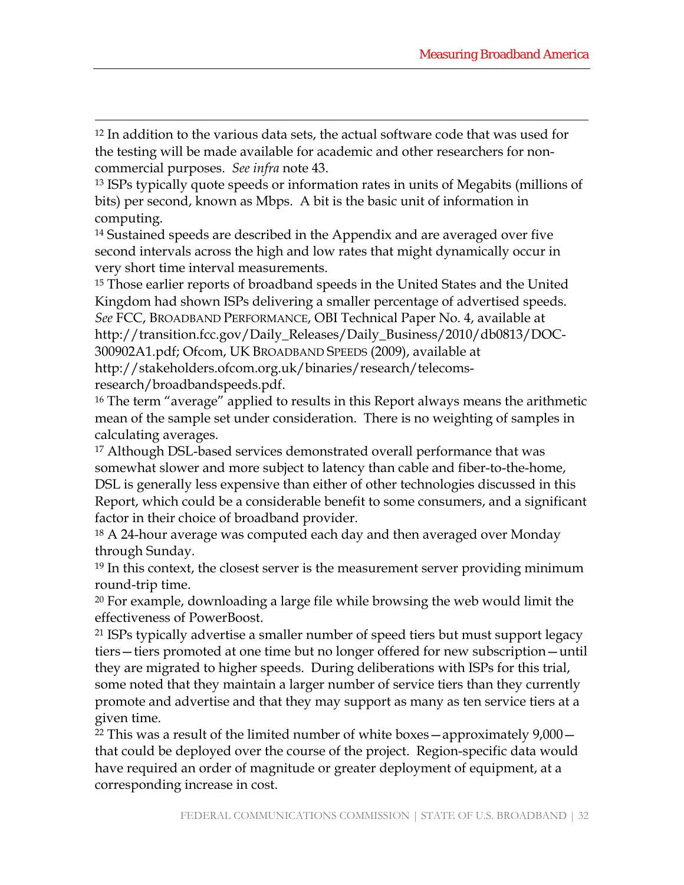[12] In addition to the various data sets, the actual software code that was used for the testing will be made available for academic and other researchers for non-commercial purposes. *See infra* note 43.

[13] ISPs typically quote speeds or information rates in units of Megabits (millions of bits) per second, known as Mbps. A bit is the basic unit of information in computing.

[14] Sustained speeds are described in the Appendix and are averaged over five second intervals across the high and low rates that might dynamically occur in very short time interval measurements.

[15] Those earlier reports of broadband speeds in the United States and the United Kingdom had shown ISPs delivering a smaller percentage of advertised speeds. *See* FCC, BROADBAND PERFORMANCE, OBI Technical Paper No. 4, available at http://transition.fcc.gov/Daily_Releases/Daily_Business/2010/db0813/DOC-300902A1.pdf; Ofcom, UK BROADBAND SPEEDS (2009), available at http://stakeholders.ofcom.org.uk/binaries/research/telecoms-research/broadbandspeeds.pdf.

[16] The term "average" applied to results in this Report always means the arithmetic mean of the sample set under consideration. There is no weighting of samples in calculating averages.

[17] Although DSL-based services demonstrated overall performance that was somewhat slower and more subject to latency than cable and fiber-to-the-home, DSL is generally less expensive than either of other technologies discussed in this Report, which could be a considerable benefit to some consumers, and a significant factor in their choice of broadband provider.

[18] A 24-hour average was computed each day and then averaged over Monday through Sunday.

[19] In this context, the closest server is the measurement server providing minimum round-trip time.

[20] For example, downloading a large file while browsing the web would limit the effectiveness of PowerBoost.

[21] ISPs typically advertise a smaller number of speed tiers but must support legacy tiers—tiers promoted at one time but no longer offered for new subscription—until they are migrated to higher speeds. During deliberations with ISPs for this trial, some noted that they maintain a larger number of service tiers than they currently promote and advertise and that they may support as many as ten service tiers at a given time.

[22] This was a result of the limited number of white boxes—approximately 9,000—that could be deployed over the course of the project. Region-specific data would have required an order of magnitude or greater deployment of equipment, at a corresponding increase in cost.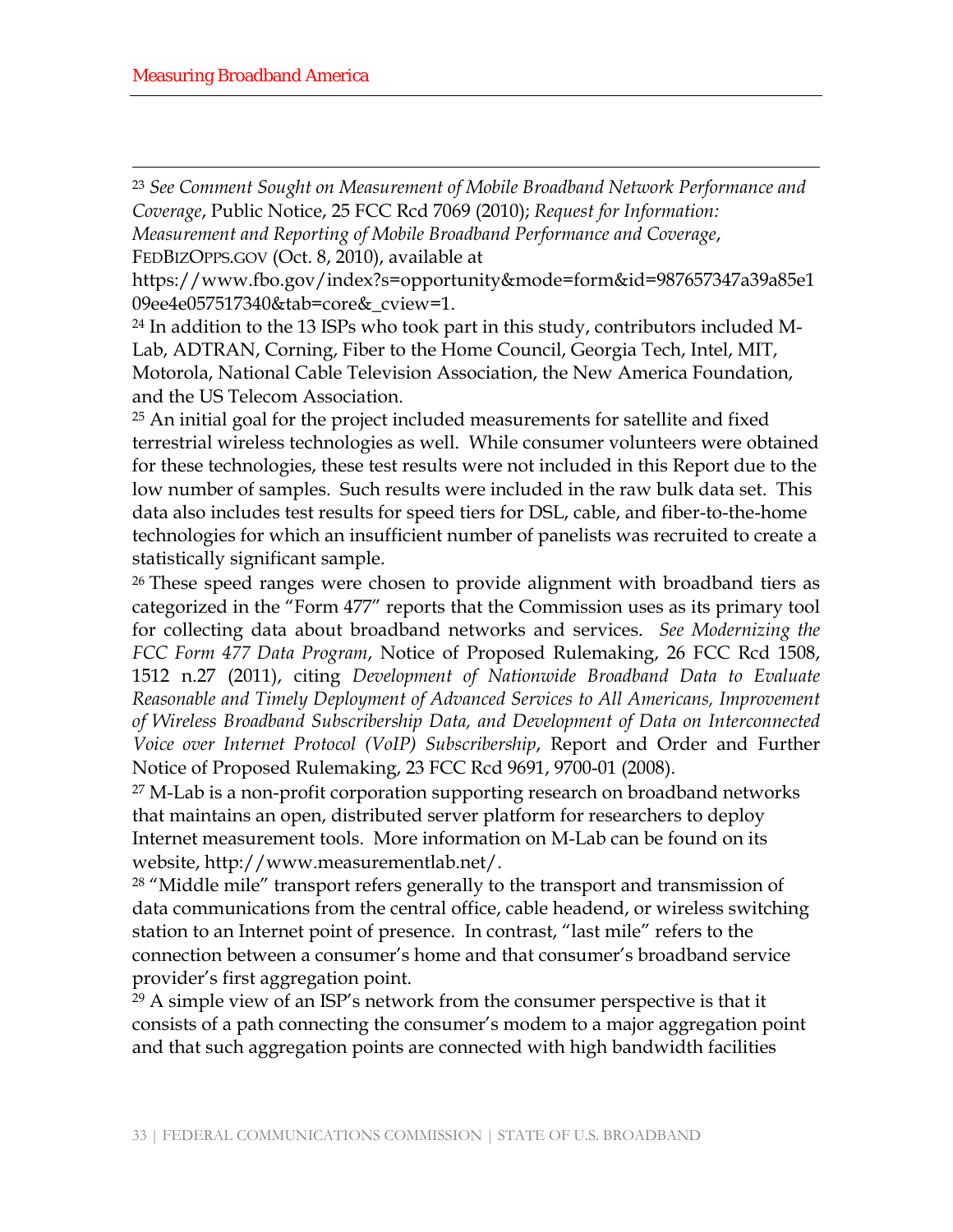[23] *See Comment Sought on Measurement of Mobile Broadband Network Performance and Coverage*, Public Notice, 25 FCC Rcd 7069 (2010); *Request for Information: Measurement and Reporting of Mobile Broadband Performance and Coverage*, FEDBIZOPPS.GOV (Oct. 8, 2010), available at https://www.fbo.gov/index?s=opportunity&mode=form&id=987657347a39a85e109ee4e057517340&tab=core&_cview=1.

[24] In addition to the 13 ISPs who took part in this study, contributors included M-Lab, ADTRAN, Corning, Fiber to the Home Council, Georgia Tech, Intel, MIT, Motorola, National Cable Television Association, the New America Foundation, and the US Telecom Association.

[25] An initial goal for the project included measurements for satellite and fixed terrestrial wireless technologies as well. While consumer volunteers were obtained for these technologies, these test results were not included in this Report due to the low number of samples. Such results were included in the raw bulk data set. This data also includes test results for speed tiers for DSL, cable, and fiber-to-the-home technologies for which an insufficient number of panelists was recruited to create a statistically significant sample.

[26] These speed ranges were chosen to provide alignment with broadband tiers as categorized in the "Form 477" reports that the Commission uses as its primary tool for collecting data about broadband networks and services. *See Modernizing the FCC Form 477 Data Program*, Notice of Proposed Rulemaking, 26 FCC Rcd 1508, 1512 n.27 (2011), citing *Development of Nationwide Broadband Data to Evaluate Reasonable and Timely Deployment of Advanced Services to All Americans, Improvement of Wireless Broadband Subscribership Data, and Development of Data on Interconnected Voice over Internet Protocol (VoIP) Subscribership*, Report and Order and Further Notice of Proposed Rulemaking, 23 FCC Rcd 9691, 9700-01 (2008).

[27] M-Lab is a non-profit corporation supporting research on broadband networks that maintains an open, distributed server platform for researchers to deploy Internet measurement tools. More information on M-Lab can be found on its website, http://www.measurementlab.net/.

[28] "Middle mile" transport refers generally to the transport and transmission of data communications from the central office, cable headend, or wireless switching station to an Internet point of presence. In contrast, "last mile" refers to the connection between a consumer's home and that consumer's broadband service provider's first aggregation point.

[29] A simple view of an ISP's network from the consumer perspective is that it consists of a path connecting the consumer's modem to a major aggregation point and that such aggregation points are connected with high bandwidth facilities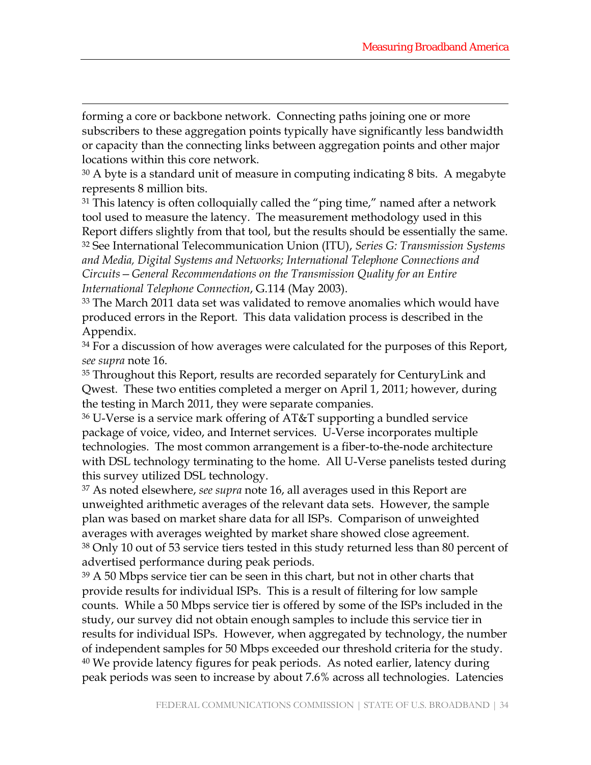forming a core or backbone network. Connecting paths joining one or more subscribers to these aggregation points typically have significantly less bandwidth or capacity than the connecting links between aggregation points and other major locations within this core network.

[30] A byte is a standard unit of measure in computing indicating 8 bits. A megabyte represents 8 million bits.

[31] This latency is often colloquially called the "ping time," named after a network tool used to measure the latency. The measurement methodology used in this Report differs slightly from that tool, but the results should be essentially the same.

[32] See International Telecommunication Union (ITU), *Series G: Transmission Systems and Media, Digital Systems and Networks; International Telephone Connections and Circuits—General Recommendations on the Transmission Quality for an Entire International Telephone Connection*, G.114 (May 2003).

[33] The March 2011 data set was validated to remove anomalies which would have produced errors in the Report. This data validation process is described in the Appendix.

[34] For a discussion of how averages were calculated for the purposes of this Report, *see supra* note 16.

[35] Throughout this Report, results are recorded separately for CenturyLink and Qwest. These two entities completed a merger on April 1, 2011; however, during the testing in March 2011, they were separate companies.

[36] U-Verse is a service mark offering of AT&T supporting a bundled service package of voice, video, and Internet services. U-Verse incorporates multiple technologies. The most common arrangement is a fiber-to-the-node architecture with DSL technology terminating to the home. All U-Verse panelists tested during this survey utilized DSL technology.

[37] As noted elsewhere, *see supra* note 16, all averages used in this Report are unweighted arithmetic averages of the relevant data sets. However, the sample plan was based on market share data for all ISPs. Comparison of unweighted averages with averages weighted by market share showed close agreement.

[38] Only 10 out of 53 service tiers tested in this study returned less than 80 percent of advertised performance during peak periods.

[39] A 50 Mbps service tier can be seen in this chart, but not in other charts that provide results for individual ISPs. This is a result of filtering for low sample counts. While a 50 Mbps service tier is offered by some of the ISPs included in the study, our survey did not obtain enough samples to include this service tier in results for individual ISPs. However, when aggregated by technology, the number of independent samples for 50 Mbps exceeded our threshold criteria for the study.

[40] We provide latency figures for peak periods. As noted earlier, latency during peak periods was seen to increase by about 7.6% across all technologies. Latencies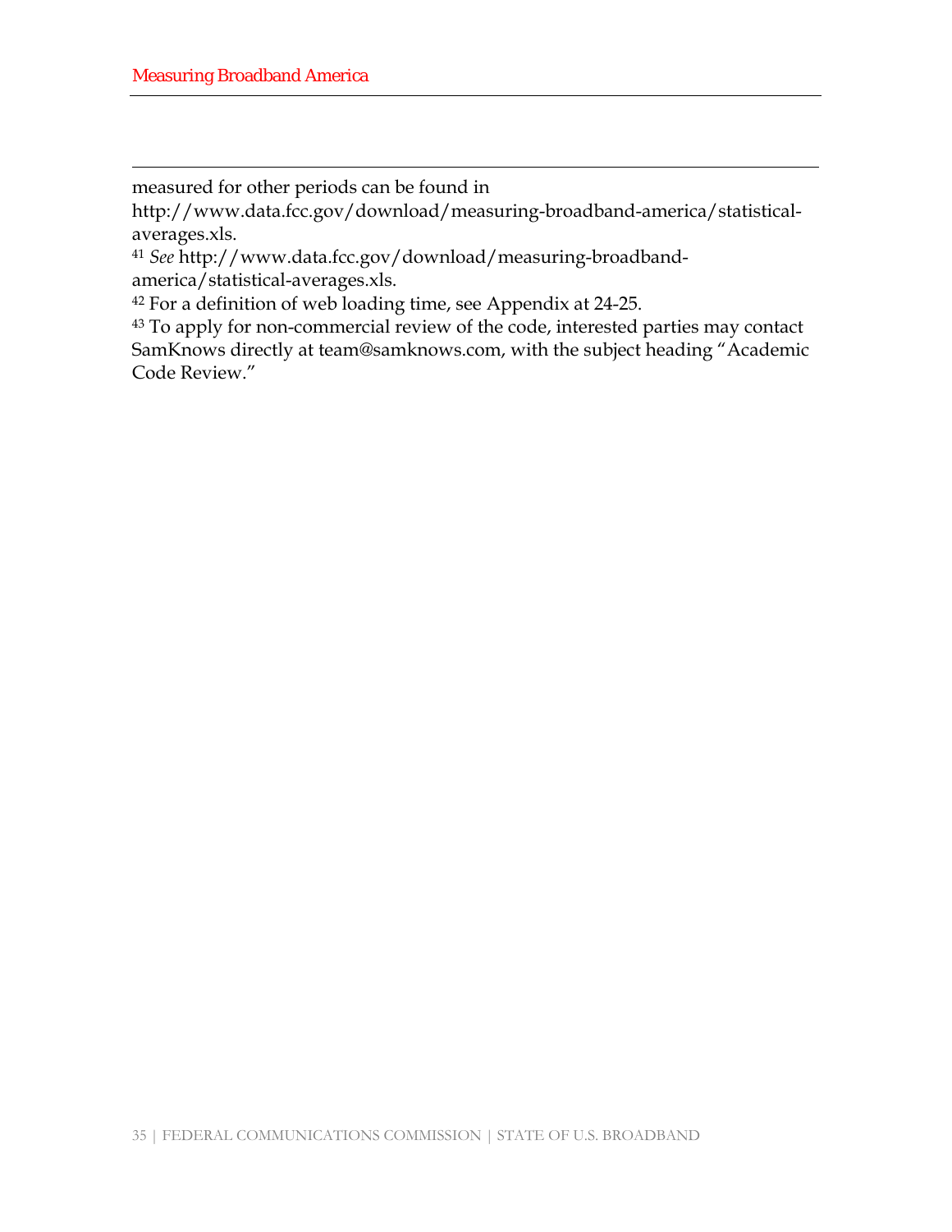measured for other periods can be found in http://www.data.fcc.gov/download/measuring-broadband-america/statistical-averages.xls.

[41] *See* http://www.data.fcc.gov/download/measuring-broadband-america/statistical-averages.xls.

[42] For a definition of web loading time, see Appendix at 24-25.

[43] To apply for non-commercial review of the code, interested parties may contact SamKnows directly at team@samknows.com, with the subject heading "Academic Code Review."